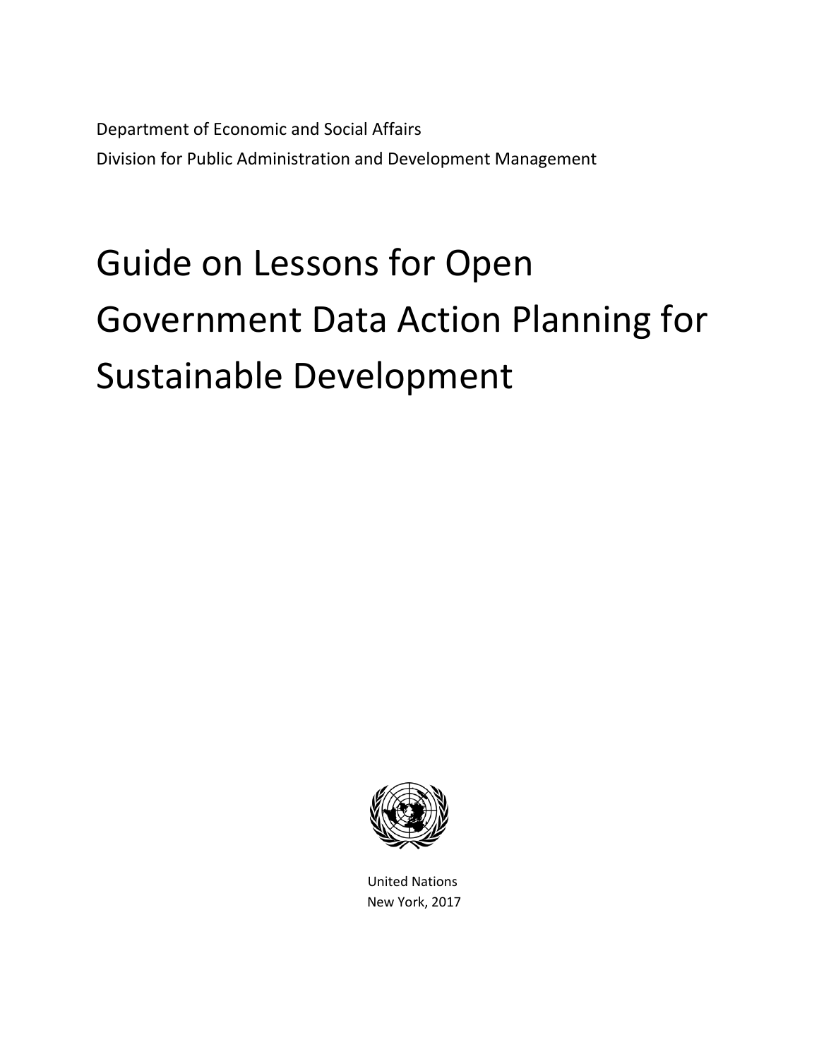Department of Economic and Social Affairs

Division for Public Administration and Development Management

# Guide on Lessons for Open Government Data Action Planning for Sustainable Development

United Nations

New York, 2017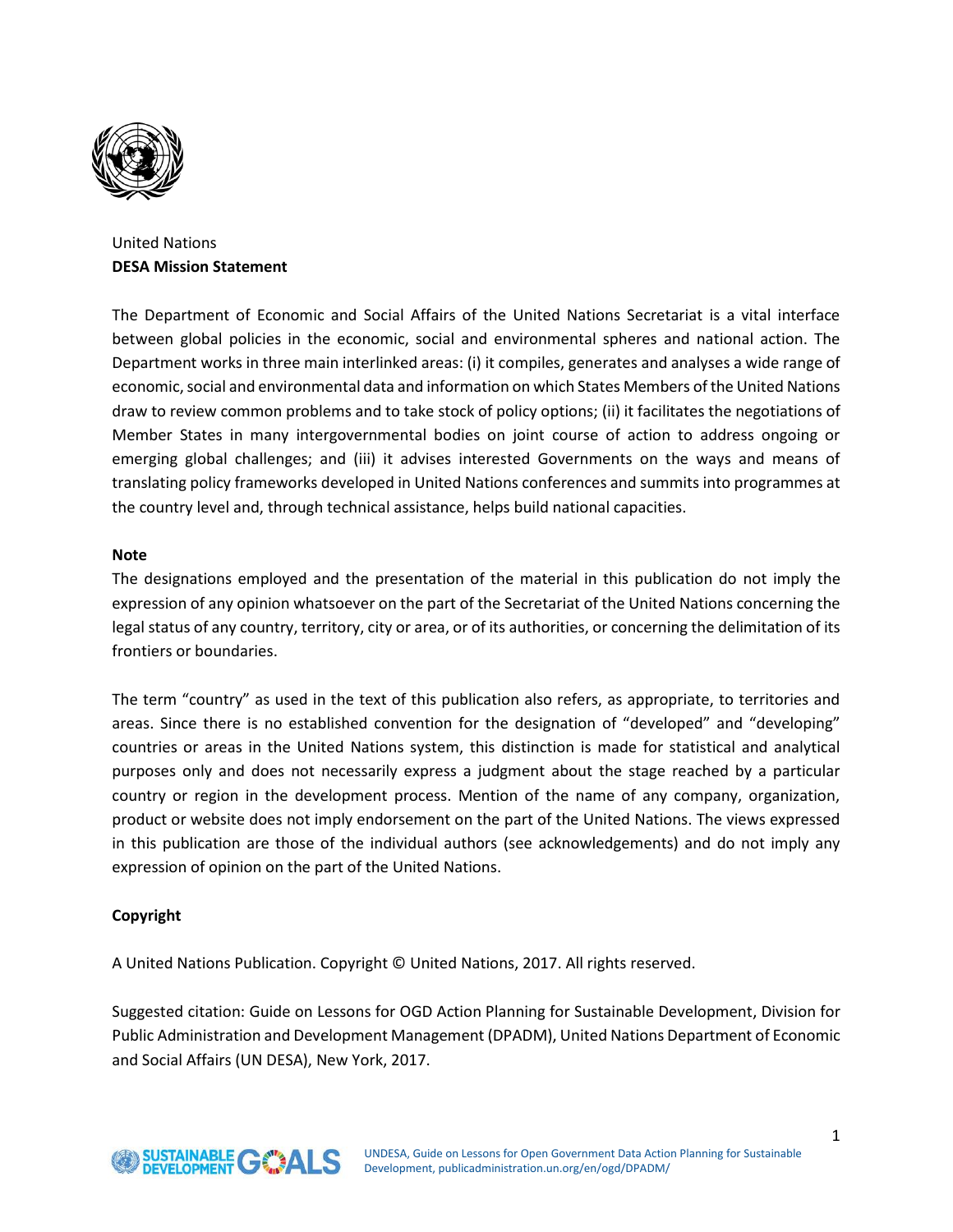United Nations

**DESA Mission Statement**

The Department of Economic and Social Affairs of the United Nations Secretariat is a vital interface between global policies in the economic, social and environmental spheres and national action. The Department works in three main interlinked areas: (i) it compiles, generates and analyses a wide range of economic, social and environmental data and information on which States Members of the United Nations draw to review common problems and to take stock of policy options; (ii) it facilitates the negotiations of Member States in many intergovernmental bodies on joint course of action to address ongoing or emerging global challenges; and (iii) it advises interested Governments on the ways and means of translating policy frameworks developed in United Nations conferences and summits into programmes at the country level and, through technical assistance, helps build national capacities.

**Note**

The designations employed and the presentation of the material in this publication do not imply the expression of any opinion whatsoever on the part of the Secretariat of the United Nations concerning the legal status of any country, territory, city or area, or of its authorities, or concerning the delimitation of its frontiers or boundaries.

The term "country" as used in the text of this publication also refers, as appropriate, to territories and areas. Since there is no established convention for the designation of "developed" and "developing" countries or areas in the United Nations system, this distinction is made for statistical and analytical purposes only and does not necessarily express a judgment about the stage reached by a particular country or region in the development process. Mention of the name of any company, organization, product or website does not imply endorsement on the part of the United Nations. The views expressed in this publication are those of the individual authors (see acknowledgements) and do not imply any expression of opinion on the part of the United Nations.

**Copyright**

A United Nations Publication. Copyright © United Nations, 2017. All rights reserved.

Suggested citation: Guide on Lessons for OGD Action Planning for Sustainable Development, Division for Public Administration and Development Management (DPADM), United Nations Department of Economic and Social Affairs (UN DESA), New York, 2017.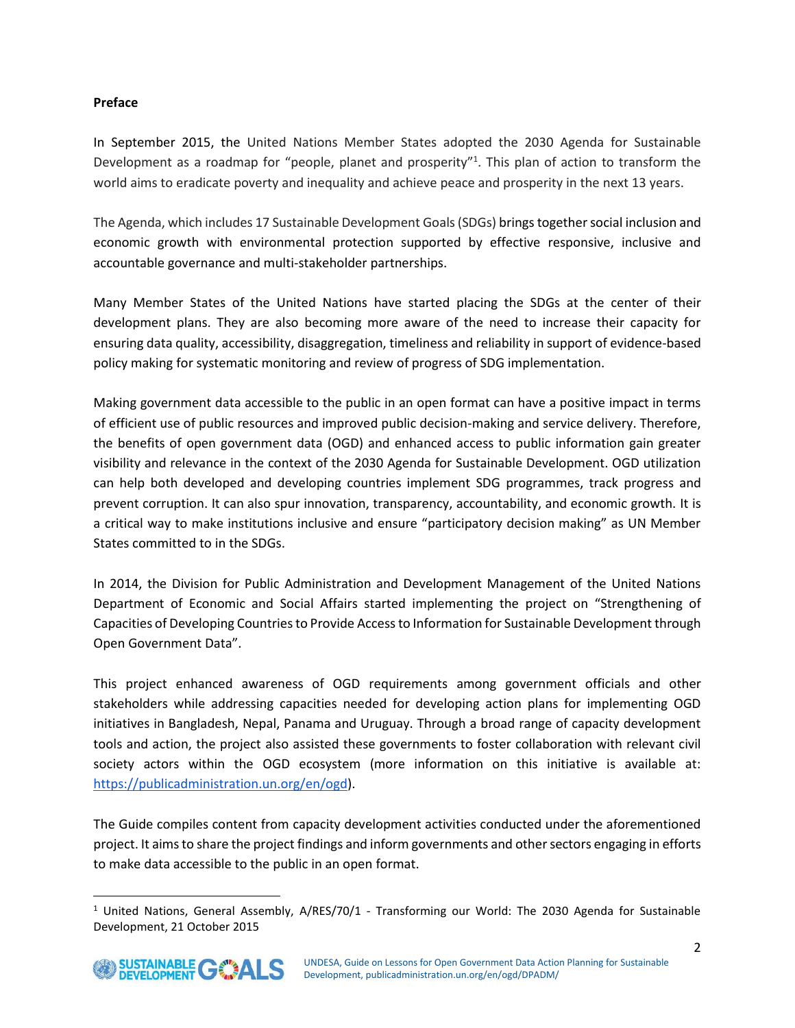**Preface**

In September 2015, the United Nations Member States adopted the 2030 Agenda for Sustainable Development as a roadmap for "people, planet and prosperity"[1]. This plan of action to transform the world aims to eradicate poverty and inequality and achieve peace and prosperity in the next 13 years.

The Agenda, which includes 17 Sustainable Development Goals (SDGs) brings together social inclusion and economic growth with environmental protection supported by effective responsive, inclusive and accountable governance and multi-stakeholder partnerships.

Many Member States of the United Nations have started placing the SDGs at the center of their development plans. They are also becoming more aware of the need to increase their capacity for ensuring data quality, accessibility, disaggregation, timeliness and reliability in support of evidence-based policy making for systematic monitoring and review of progress of SDG implementation.

Making government data accessible to the public in an open format can have a positive impact in terms of efficient use of public resources and improved public decision-making and service delivery. Therefore, the benefits of open government data (OGD) and enhanced access to public information gain greater visibility and relevance in the context of the 2030 Agenda for Sustainable Development. OGD utilization can help both developed and developing countries implement SDG programmes, track progress and prevent corruption. It can also spur innovation, transparency, accountability, and economic growth. It is a critical way to make institutions inclusive and ensure "participatory decision making" as UN Member States committed to in the SDGs.

In 2014, the Division for Public Administration and Development Management of the United Nations Department of Economic and Social Affairs started implementing the project on "Strengthening of Capacities of Developing Countries to Provide Access to Information for Sustainable Development through Open Government Data".

This project enhanced awareness of OGD requirements among government officials and other stakeholders while addressing capacities needed for developing action plans for implementing OGD initiatives in Bangladesh, Nepal, Panama and Uruguay. Through a broad range of capacity development tools and action, the project also assisted these governments to foster collaboration with relevant civil society actors within the OGD ecosystem (more information on this initiative is available at: https://publicadministration.un.org/en/ogd).

The Guide compiles content from capacity development activities conducted under the aforementioned project. It aims to share the project findings and inform governments and other sectors engaging in efforts to make data accessible to the public in an open format.

[1] United Nations, General Assembly, A/RES/70/1 - Transforming our World: The 2030 Agenda for Sustainable Development, 21 October 2015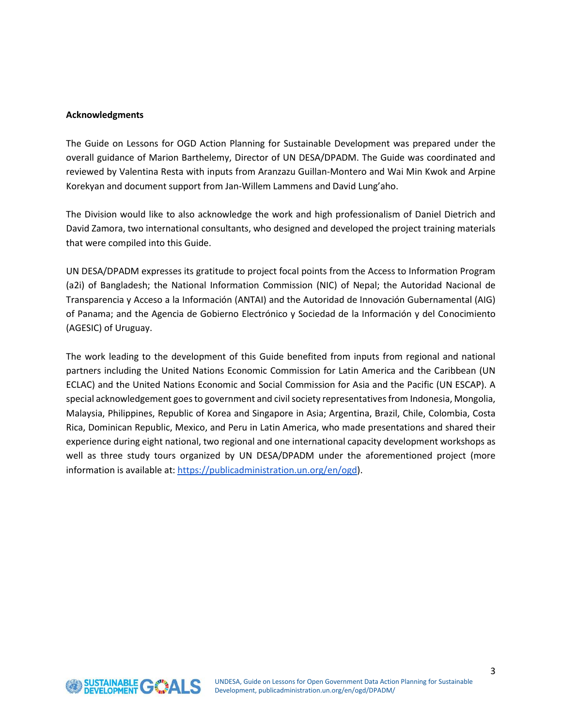**Acknowledgments**

The Guide on Lessons for OGD Action Planning for Sustainable Development was prepared under the overall guidance of Marion Barthelemy, Director of UN DESA/DPADM. The Guide was coordinated and reviewed by Valentina Resta with inputs from Aranzazu Guillan-Montero and Wai Min Kwok and Arpine Korekyan and document support from Jan-Willem Lammens and David Lung'aho.

The Division would like to also acknowledge the work and high professionalism of Daniel Dietrich and David Zamora, two international consultants, who designed and developed the project training materials that were compiled into this Guide.

UN DESA/DPADM expresses its gratitude to project focal points from the Access to Information Program (a2i) of Bangladesh; the National Information Commission (NIC) of Nepal; the Autoridad Nacional de Transparencia y Acceso a la Información (ANTAI) and the Autoridad de Innovación Gubernamental (AIG) of Panama; and the Agencia de Gobierno Electrónico y Sociedad de la Información y del Conocimiento (AGESIC) of Uruguay.

The work leading to the development of this Guide benefited from inputs from regional and national partners including the United Nations Economic Commission for Latin America and the Caribbean (UN ECLAC) and the United Nations Economic and Social Commission for Asia and the Pacific (UN ESCAP). A special acknowledgement goes to government and civil society representatives from Indonesia, Mongolia, Malaysia, Philippines, Republic of Korea and Singapore in Asia; Argentina, Brazil, Chile, Colombia, Costa Rica, Dominican Republic, Mexico, and Peru in Latin America, who made presentations and shared their experience during eight national, two regional and one international capacity development workshops as well as three study tours organized by UN DESA/DPADM under the aforementioned project (more information is available at: [https://publicadministration.un.org/en/ogd](https://publicadministration.un.org/en/ogd)).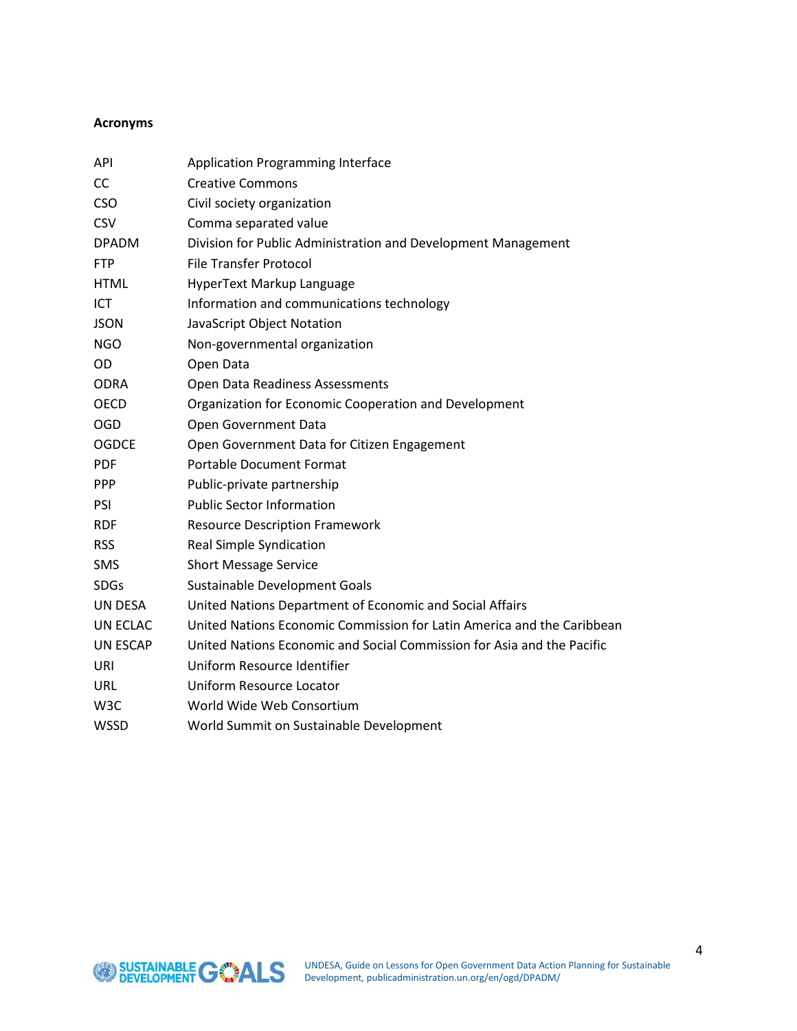## Acronyms

| | |
|---|---|
| API | Application Programming Interface |
| CC | Creative Commons |
| CSO | Civil society organization |
| CSV | Comma separated value |
| DPADM | Division for Public Administration and Development Management |
| FTP | File Transfer Protocol |
| HTML | HyperText Markup Language |
| ICT | Information and communications technology |
| JSON | JavaScript Object Notation |
| NGO | Non-governmental organization |
| OD | Open Data |
| ODRA | Open Data Readiness Assessments |
| OECD | Organization for Economic Cooperation and Development |
| OGD | Open Government Data |
| OGDCE | Open Government Data for Citizen Engagement |
| PDF | Portable Document Format |
| PPP | Public-private partnership |
| PSI | Public Sector Information |
| RDF | Resource Description Framework |
| RSS | Real Simple Syndication |
| SMS | Short Message Service |
| SDGs | Sustainable Development Goals |
| UN DESA | United Nations Department of Economic and Social Affairs |
| UN ECLAC | United Nations Economic Commission for Latin America and the Caribbean |
| UN ESCAP | United Nations Economic and Social Commission for Asia and the Pacific |
| URI | Uniform Resource Identifier |
| URL | Uniform Resource Locator |
| W3C | World Wide Web Consortium |
| WSSD | World Summit on Sustainable Development |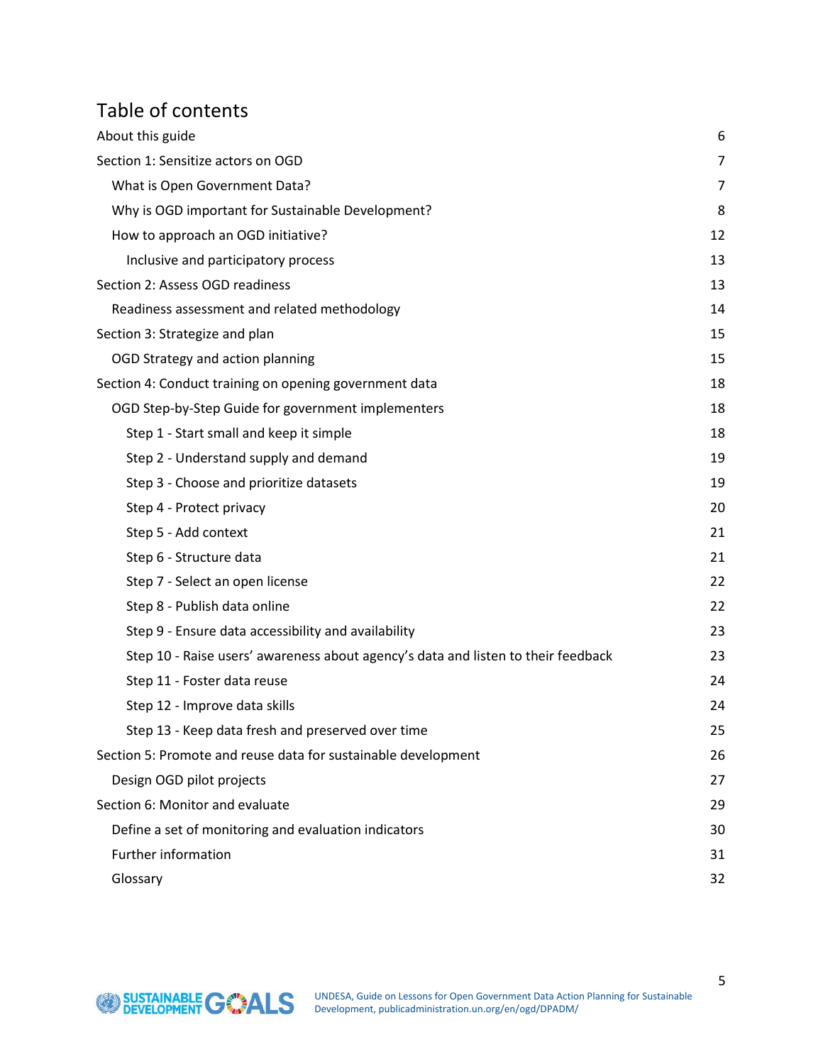# Table of contents

| | |
|---|---|
| About this guide | 6 |
| Section 1: Sensitize actors on OGD | 7 |
| What is Open Government Data? | 7 |
| Why is OGD important for Sustainable Development? | 8 |
| How to approach an OGD initiative? | 12 |
| Inclusive and participatory process | 13 |
| Section 2: Assess OGD readiness | 13 |
| Readiness assessment and related methodology | 14 |
| Section 3: Strategize and plan | 15 |
| OGD Strategy and action planning | 15 |
| Section 4: Conduct training on opening government data | 18 |
| OGD Step-by-Step Guide for government implementers | 18 |
| Step 1 - Start small and keep it simple | 18 |
| Step 2 - Understand supply and demand | 19 |
| Step 3 - Choose and prioritize datasets | 19 |
| Step 4 - Protect privacy | 20 |
| Step 5 - Add context | 21 |
| Step 6 - Structure data | 21 |
| Step 7 - Select an open license | 22 |
| Step 8 - Publish data online | 22 |
| Step 9 - Ensure data accessibility and availability | 23 |
| Step 10 - Raise users' awareness about agency's data and listen to their feedback | 23 |
| Step 11 - Foster data reuse | 24 |
| Step 12 - Improve data skills | 24 |
| Step 13 - Keep data fresh and preserved over time | 25 |
| Section 5: Promote and reuse data for sustainable development | 26 |
| Design OGD pilot projects | 27 |
| Section 6: Monitor and evaluate | 29 |
| Define a set of monitoring and evaluation indicators | 30 |
| Further information | 31 |
| Glossary | 32 |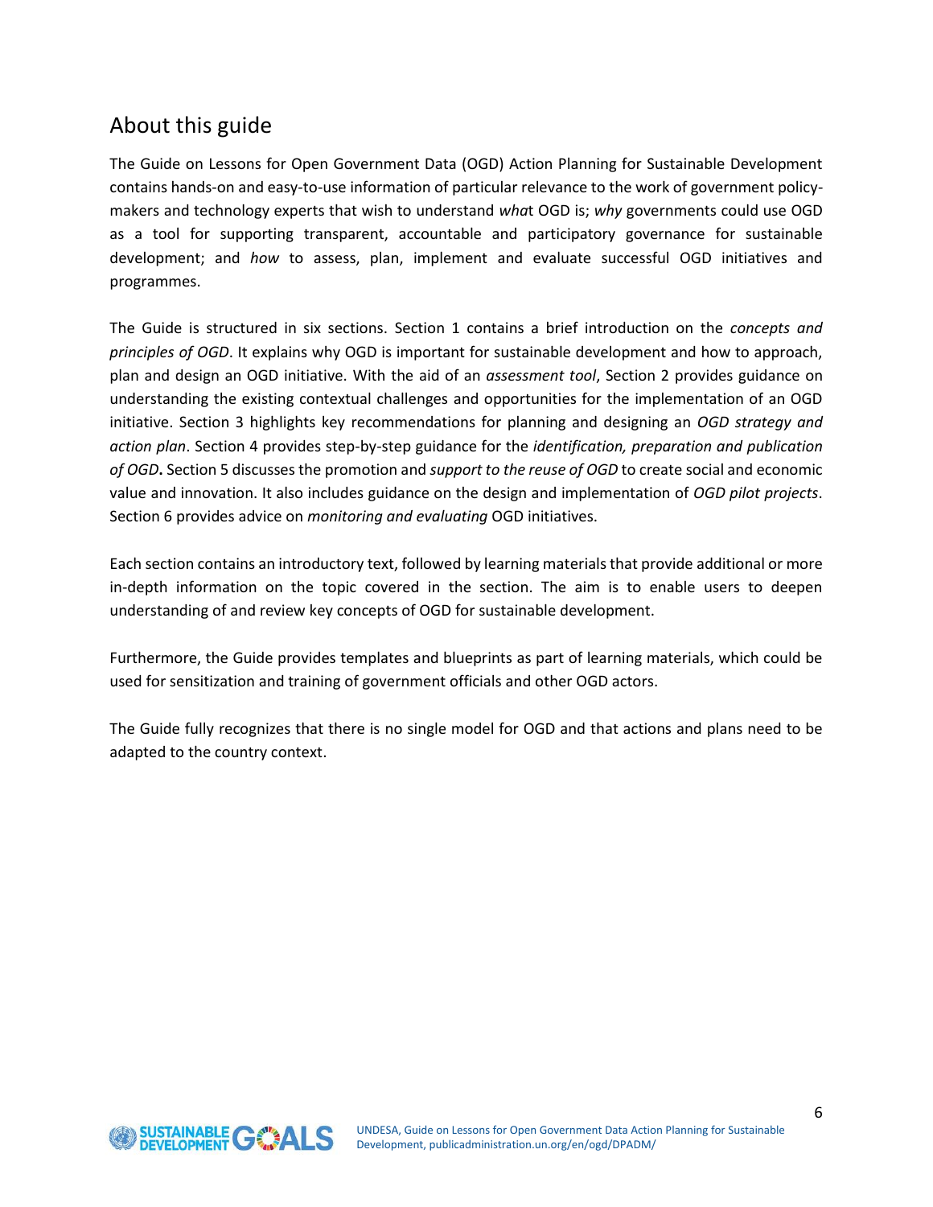## About this guide

The Guide on Lessons for Open Government Data (OGD) Action Planning for Sustainable Development contains hands-on and easy-to-use information of particular relevance to the work of government policy-makers and technology experts that wish to understand *wha*t OGD is; *why* governments could use OGD as a tool for supporting transparent, accountable and participatory governance for sustainable development; and *how* to assess, plan, implement and evaluate successful OGD initiatives and programmes.

The Guide is structured in six sections. Section 1 contains a brief introduction on the *concepts and principles of OGD*. It explains why OGD is important for sustainable development and how to approach, plan and design an OGD initiative. With the aid of an *assessment tool*, Section 2 provides guidance on understanding the existing contextual challenges and opportunities for the implementation of an OGD initiative. Section 3 highlights key recommendations for planning and designing an *OGD strategy and action plan*. Section 4 provides step-by-step guidance for the *identification, preparation and publication of OGD***.** Section 5 discusses the promotion and *support to the reuse of OGD* to create social and economic value and innovation. It also includes guidance on the design and implementation of *OGD pilot projects*. Section 6 provides advice on *monitoring and evaluating* OGD initiatives.

Each section contains an introductory text, followed by learning materials that provide additional or more in-depth information on the topic covered in the section. The aim is to enable users to deepen understanding of and review key concepts of OGD for sustainable development.

Furthermore, the Guide provides templates and blueprints as part of learning materials, which could be used for sensitization and training of government officials and other OGD actors.

The Guide fully recognizes that there is no single model for OGD and that actions and plans need to be adapted to the country context.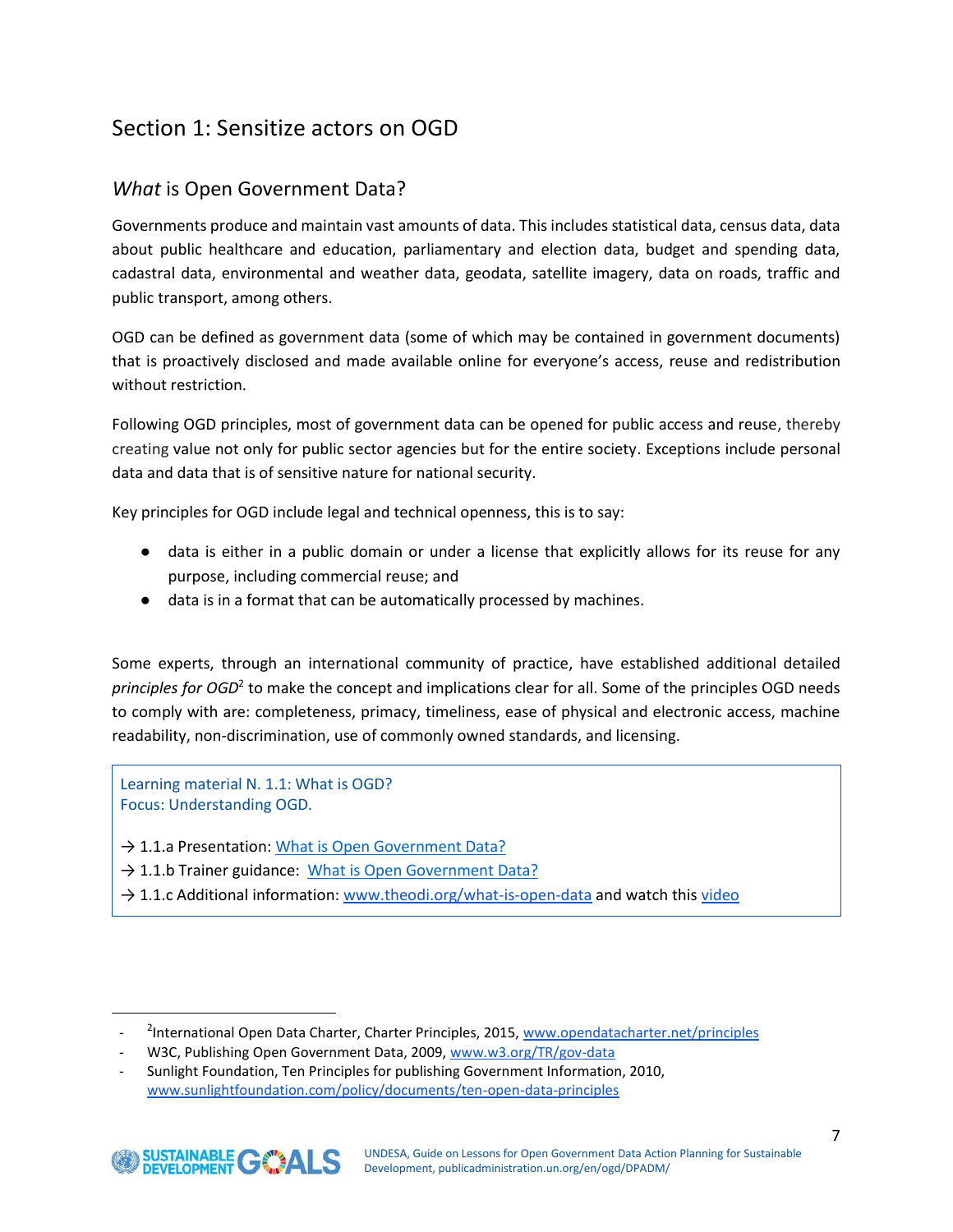## Section 1: Sensitize actors on OGD

### *What* is Open Government Data?

Governments produce and maintain vast amounts of data. This includes statistical data, census data, data about public healthcare and education, parliamentary and election data, budget and spending data, cadastral data, environmental and weather data, geodata, satellite imagery, data on roads, traffic and public transport, among others.

OGD can be defined as government data (some of which may be contained in government documents) that is proactively disclosed and made available online for everyone's access, reuse and redistribution without restriction.

Following OGD principles, most of government data can be opened for public access and reuse, thereby creating value not only for public sector agencies but for the entire society. Exceptions include personal data and data that is of sensitive nature for national security.

Key principles for OGD include legal and technical openness, this is to say:

- data is either in a public domain or under a license that explicitly allows for its reuse for any purpose, including commercial reuse; and
- data is in a format that can be automatically processed by machines.

Some experts, through an international community of practice, have established additional detailed *principles for OGD*[2] to make the concept and implications clear for all. Some of the principles OGD needs to comply with are: completeness, primacy, timeliness, ease of physical and electronic access, machine readability, non-discrimination, use of commonly owned standards, and licensing.

> Learning material N. 1.1: What is OGD?
> Focus: Understanding OGD.
>
> → 1.1.a Presentation: [What is Open Government Data?]()
> → 1.1.b Trainer guidance: [What is Open Government Data?]()
> → 1.1.c Additional information: [www.theodi.org/what-is-open-data]() and watch this [video]()

---

- [2]International Open Data Charter, Charter Principles, 2015, www.opendatacharter.net/principles
- W3C, Publishing Open Government Data, 2009, www.w3.org/TR/gov-data
- Sunlight Foundation, Ten Principles for publishing Government Information, 2010, www.sunlightfoundation.com/policy/documents/ten-open-data-principles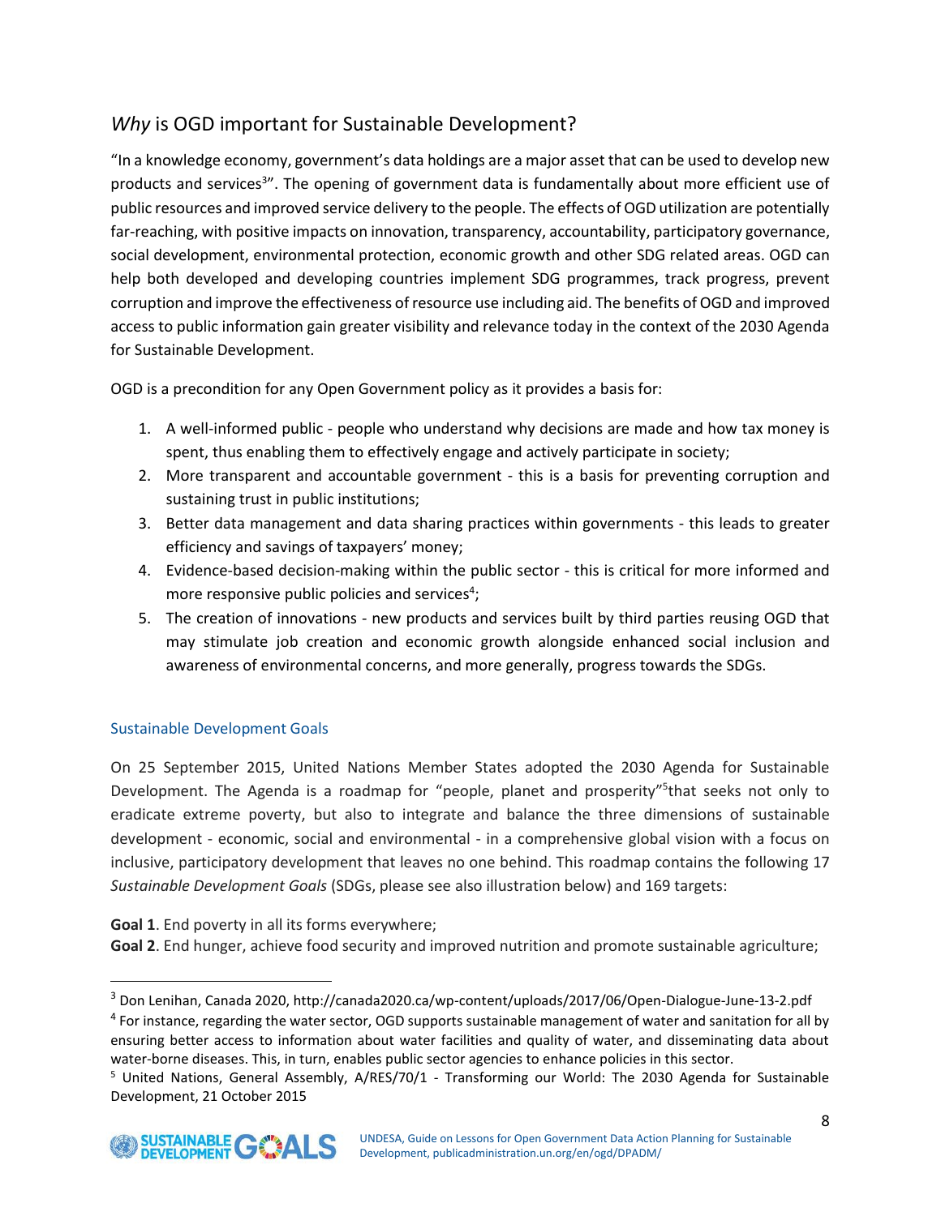## *Why* is OGD important for Sustainable Development?

"In a knowledge economy, government's data holdings are a major asset that can be used to develop new products and services[3]". The opening of government data is fundamentally about more efficient use of public resources and improved service delivery to the people. The effects of OGD utilization are potentially far-reaching, with positive impacts on innovation, transparency, accountability, participatory governance, social development, environmental protection, economic growth and other SDG related areas. OGD can help both developed and developing countries implement SDG programmes, track progress, prevent corruption and improve the effectiveness of resource use including aid. The benefits of OGD and improved access to public information gain greater visibility and relevance today in the context of the 2030 Agenda for Sustainable Development.

OGD is a precondition for any Open Government policy as it provides a basis for:

1. A well-informed public - people who understand why decisions are made and how tax money is spent, thus enabling them to effectively engage and actively participate in society;
2. More transparent and accountable government - this is a basis for preventing corruption and sustaining trust in public institutions;
3. Better data management and data sharing practices within governments - this leads to greater efficiency and savings of taxpayers' money;
4. Evidence-based decision-making within the public sector - this is critical for more informed and more responsive public policies and services[4];
5. The creation of innovations - new products and services built by third parties reusing OGD that may stimulate job creation and economic growth alongside enhanced social inclusion and awareness of environmental concerns, and more generally, progress towards the SDGs.

### Sustainable Development Goals

On 25 September 2015, United Nations Member States adopted the 2030 Agenda for Sustainable Development. The Agenda is a roadmap for "people, planet and prosperity"[5]that seeks not only to eradicate extreme poverty, but also to integrate and balance the three dimensions of sustainable development - economic, social and environmental - in a comprehensive global vision with a focus on inclusive, participatory development that leaves no one behind. This roadmap contains the following 17 *Sustainable Development Goals* (SDGs, please see also illustration below) and 169 targets:

**Goal 1**. End poverty in all its forms everywhere;
**Goal 2**. End hunger, achieve food security and improved nutrition and promote sustainable agriculture;

---

[3] Don Lenihan, Canada 2020, http://canada2020.ca/wp-content/uploads/2017/06/Open-Dialogue-June-13-2.pdf

[4] For instance, regarding the water sector, OGD supports sustainable management of water and sanitation for all by ensuring better access to information about water facilities and quality of water, and disseminating data about water-borne diseases. This, in turn, enables public sector agencies to enhance policies in this sector.

[5] United Nations, General Assembly, A/RES/70/1 - Transforming our World: The 2030 Agenda for Sustainable Development, 21 October 2015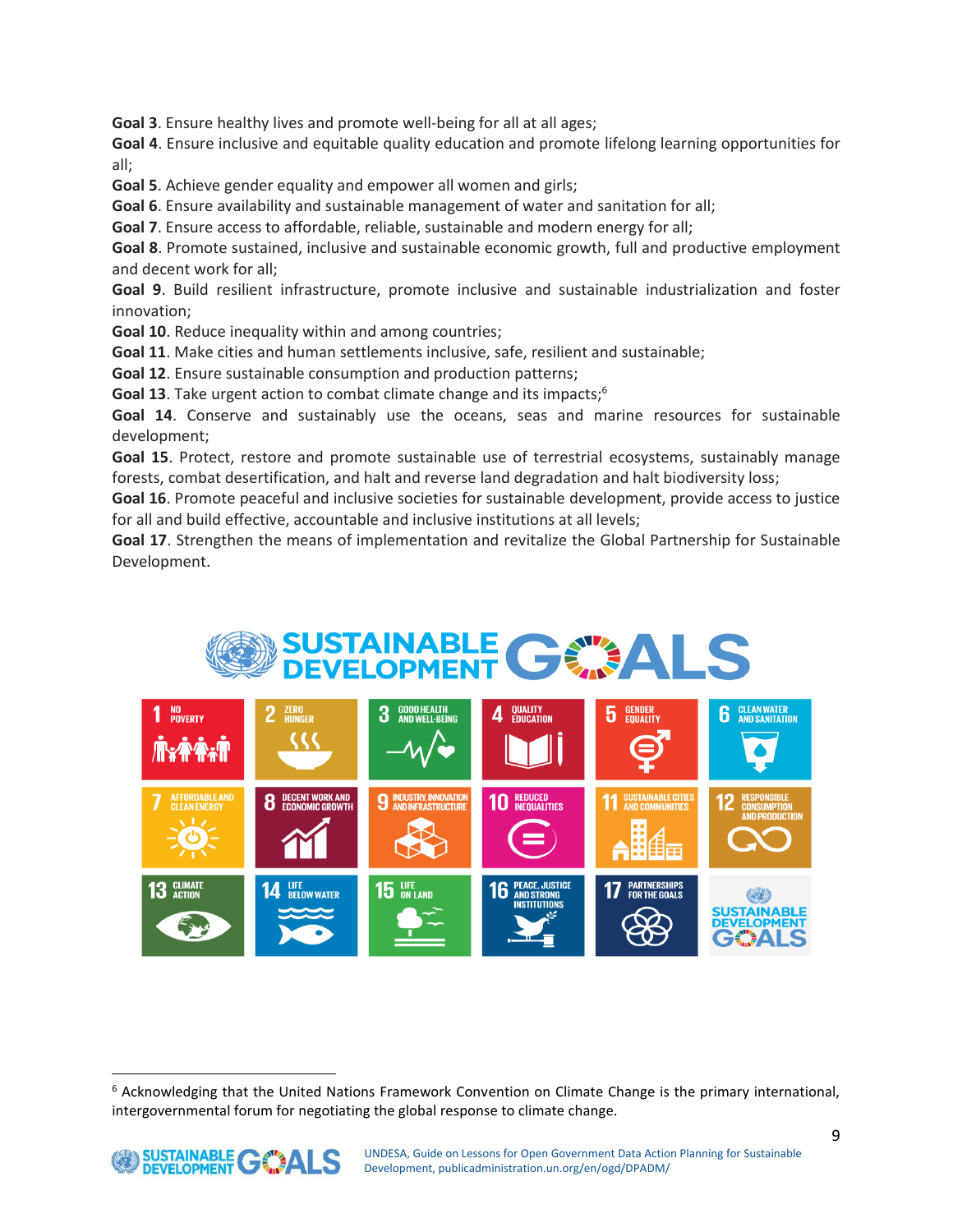**Goal 3**. Ensure healthy lives and promote well-being for all at all ages;
**Goal 4**. Ensure inclusive and equitable quality education and promote lifelong learning opportunities for all;
**Goal 5**. Achieve gender equality and empower all women and girls;
**Goal 6**. Ensure availability and sustainable management of water and sanitation for all;
**Goal 7**. Ensure access to affordable, reliable, sustainable and modern energy for all;
**Goal 8**. Promote sustained, inclusive and sustainable economic growth, full and productive employment and decent work for all;
**Goal 9**. Build resilient infrastructure, promote inclusive and sustainable industrialization and foster innovation;
**Goal 10**. Reduce inequality within and among countries;
**Goal 11**. Make cities and human settlements inclusive, safe, resilient and sustainable;
**Goal 12**. Ensure sustainable consumption and production patterns;
**Goal 13**. Take urgent action to combat climate change and its impacts;[6]
**Goal 14**. Conserve and sustainably use the oceans, seas and marine resources for sustainable development;
**Goal 15**. Protect, restore and promote sustainable use of terrestrial ecosystems, sustainably manage forests, combat desertification, and halt and reverse land degradation and halt biodiversity loss;
**Goal 16**. Promote peaceful and inclusive societies for sustainable development, provide access to justice for all and build effective, accountable and inclusive institutions at all levels;
**Goal 17**. Strengthen the means of implementation and revitalize the Global Partnership for Sustainable Development.

[6] Acknowledging that the United Nations Framework Convention on Climate Change is the primary international, intergovernmental forum for negotiating the global response to climate change.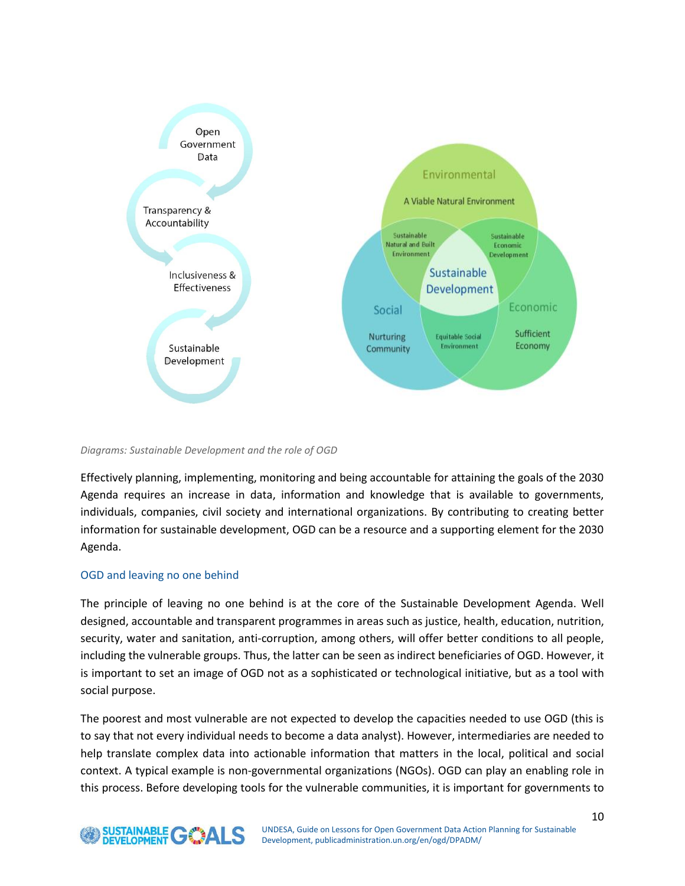*Diagrams: Sustainable Development and the role of OGD*

Effectively planning, implementing, monitoring and being accountable for attaining the goals of the 2030 Agenda requires an increase in data, information and knowledge that is available to governments, individuals, companies, civil society and international organizations. By contributing to creating better information for sustainable development, OGD can be a resource and a supporting element for the 2030 Agenda.

### OGD and leaving no one behind

The principle of leaving no one behind is at the core of the Sustainable Development Agenda. Well designed, accountable and transparent programmes in areas such as justice, health, education, nutrition, security, water and sanitation, anti-corruption, among others, will offer better conditions to all people, including the vulnerable groups. Thus, the latter can be seen as indirect beneficiaries of OGD. However, it is important to set an image of OGD not as a sophisticated or technological initiative, but as a tool with social purpose.

The poorest and most vulnerable are not expected to develop the capacities needed to use OGD (this is to say that not every individual needs to become a data analyst). However, intermediaries are needed to help translate complex data into actionable information that matters in the local, political and social context. A typical example is non-governmental organizations (NGOs). OGD can play an enabling role in this process. Before developing tools for the vulnerable communities, it is important for governments to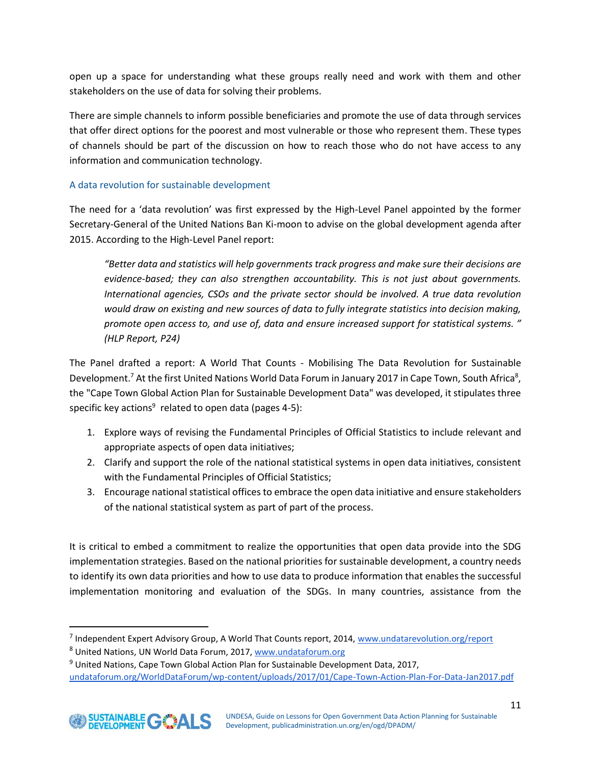open up a space for understanding what these groups really need and work with them and other stakeholders on the use of data for solving their problems.

There are simple channels to inform possible beneficiaries and promote the use of data through services that offer direct options for the poorest and most vulnerable or those who represent them. These types of channels should be part of the discussion on how to reach those who do not have access to any information and communication technology.

### A data revolution for sustainable development

The need for a 'data revolution' was first expressed by the High-Level Panel appointed by the former Secretary-General of the United Nations Ban Ki-moon to advise on the global development agenda after 2015. According to the High-Level Panel report:

> *"Better data and statistics will help governments track progress and make sure their decisions are evidence-based; they can also strengthen accountability. This is not just about governments. International agencies, CSOs and the private sector should be involved. A true data revolution would draw on existing and new sources of data to fully integrate statistics into decision making, promote open access to, and use of, data and ensure increased support for statistical systems. " (HLP Report, P24)*

The Panel drafted a report: A World That Counts - Mobilising The Data Revolution for Sustainable Development.[7] At the first United Nations World Data Forum in January 2017 in Cape Town, South Africa[8], the "Cape Town Global Action Plan for Sustainable Development Data" was developed, it stipulates three specific key actions[9] related to open data (pages 4-5):

1. Explore ways of revising the Fundamental Principles of Official Statistics to include relevant and appropriate aspects of open data initiatives;
2. Clarify and support the role of the national statistical systems in open data initiatives, consistent with the Fundamental Principles of Official Statistics;
3. Encourage national statistical offices to embrace the open data initiative and ensure stakeholders of the national statistical system as part of part of the process.

It is critical to embed a commitment to realize the opportunities that open data provide into the SDG implementation strategies. Based on the national priorities for sustainable development, a country needs to identify its own data priorities and how to use data to produce information that enables the successful implementation monitoring and evaluation of the SDGs. In many countries, assistance from the

---

[7] Independent Expert Advisory Group, A World That Counts report, 2014, www.undatarevolution.org/report

[8] United Nations, UN World Data Forum, 2017, www.undataforum.org

[9] United Nations, Cape Town Global Action Plan for Sustainable Development Data, 2017, undataforum.org/WorldDataForum/wp-content/uploads/2017/01/Cape-Town-Action-Plan-For-Data-Jan2017.pdf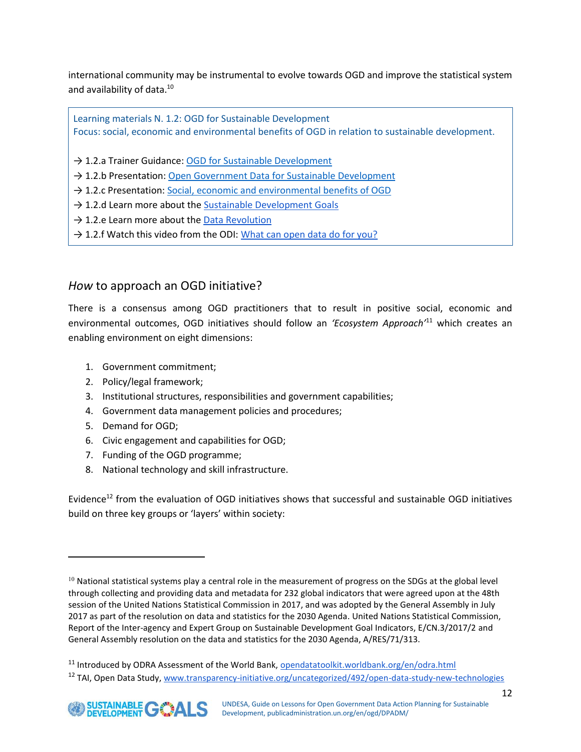international community may be instrumental to evolve towards OGD and improve the statistical system and availability of data.[10]

> Learning materials N. 1.2: OGD for Sustainable Development
> Focus: social, economic and environmental benefits of OGD in relation to sustainable development.
>
> → 1.2.a Trainer Guidance: OGD for Sustainable Development
> → 1.2.b Presentation: Open Government Data for Sustainable Development
> → 1.2.c Presentation: Social, economic and environmental benefits of OGD
> → 1.2.d Learn more about the Sustainable Development Goals
> → 1.2.e Learn more about the Data Revolution
> → 1.2.f Watch this video from the ODI: What can open data do for you?

## *How* to approach an OGD initiative?

There is a consensus among OGD practitioners that to result in positive social, economic and environmental outcomes, OGD initiatives should follow an *'Ecosystem Approach'*[11] which creates an enabling environment on eight dimensions:

1. Government commitment;
2. Policy/legal framework;
3. Institutional structures, responsibilities and government capabilities;
4. Government data management policies and procedures;
5. Demand for OGD;
6. Civic engagement and capabilities for OGD;
7. Funding of the OGD programme;
8. National technology and skill infrastructure.

Evidence[12] from the evaluation of OGD initiatives shows that successful and sustainable OGD initiatives build on three key groups or 'layers' within society:

---

[10] National statistical systems play a central role in the measurement of progress on the SDGs at the global level through collecting and providing data and metadata for 232 global indicators that were agreed upon at the 48th session of the United Nations Statistical Commission in 2017, and was adopted by the General Assembly in July 2017 as part of the resolution on data and statistics for the 2030 Agenda. United Nations Statistical Commission, Report of the Inter-agency and Expert Group on Sustainable Development Goal Indicators, E/CN.3/2017/2 and General Assembly resolution on the data and statistics for the 2030 Agenda, A/RES/71/313.

[11] Introduced by ODRA Assessment of the World Bank, opendatatoolkit.worldbank.org/en/odra.html

[12] TAI, Open Data Study, www.transparency-initiative.org/uncategorized/492/open-data-study-new-technologies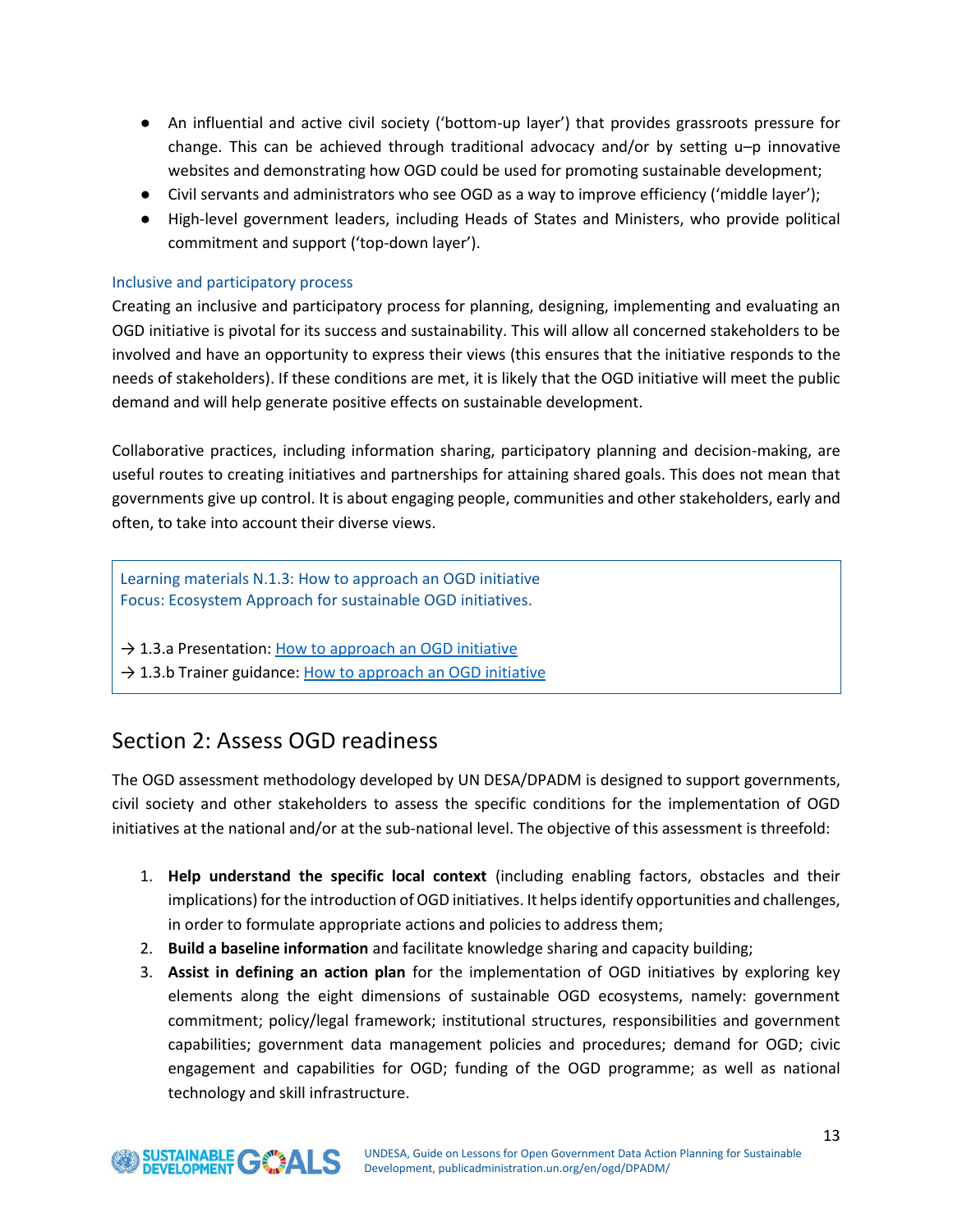- An influential and active civil society ('bottom-up layer') that provides grassroots pressure for change. This can be achieved through traditional advocacy and/or by setting u–p innovative websites and demonstrating how OGD could be used for promoting sustainable development;
- Civil servants and administrators who see OGD as a way to improve efficiency ('middle layer');
- High-level government leaders, including Heads of States and Ministers, who provide political commitment and support ('top-down layer').

### Inclusive and participatory process

Creating an inclusive and participatory process for planning, designing, implementing and evaluating an OGD initiative is pivotal for its success and sustainability. This will allow all concerned stakeholders to be involved and have an opportunity to express their views (this ensures that the initiative responds to the needs of stakeholders). If these conditions are met, it is likely that the OGD initiative will meet the public demand and will help generate positive effects on sustainable development.

Collaborative practices, including information sharing, participatory planning and decision-making, are useful routes to creating initiatives and partnerships for attaining shared goals. This does not mean that governments give up control. It is about engaging people, communities and other stakeholders, early and often, to take into account their diverse views.

> Learning materials N.1.3: How to approach an OGD initiative
> Focus: Ecosystem Approach for sustainable OGD initiatives.
>
> → 1.3.a Presentation: How to approach an OGD initiative
> → 1.3.b Trainer guidance: How to approach an OGD initiative

## Section 2: Assess OGD readiness

The OGD assessment methodology developed by UN DESA/DPADM is designed to support governments, civil society and other stakeholders to assess the specific conditions for the implementation of OGD initiatives at the national and/or at the sub-national level. The objective of this assessment is threefold:

1. **Help understand the specific local context** (including enabling factors, obstacles and their implications) for the introduction of OGD initiatives. It helps identify opportunities and challenges, in order to formulate appropriate actions and policies to address them;
2. **Build a baseline information** and facilitate knowledge sharing and capacity building;
3. **Assist in defining an action plan** for the implementation of OGD initiatives by exploring key elements along the eight dimensions of sustainable OGD ecosystems, namely: government commitment; policy/legal framework; institutional structures, responsibilities and government capabilities; government data management policies and procedures; demand for OGD; civic engagement and capabilities for OGD; funding of the OGD programme; as well as national technology and skill infrastructure.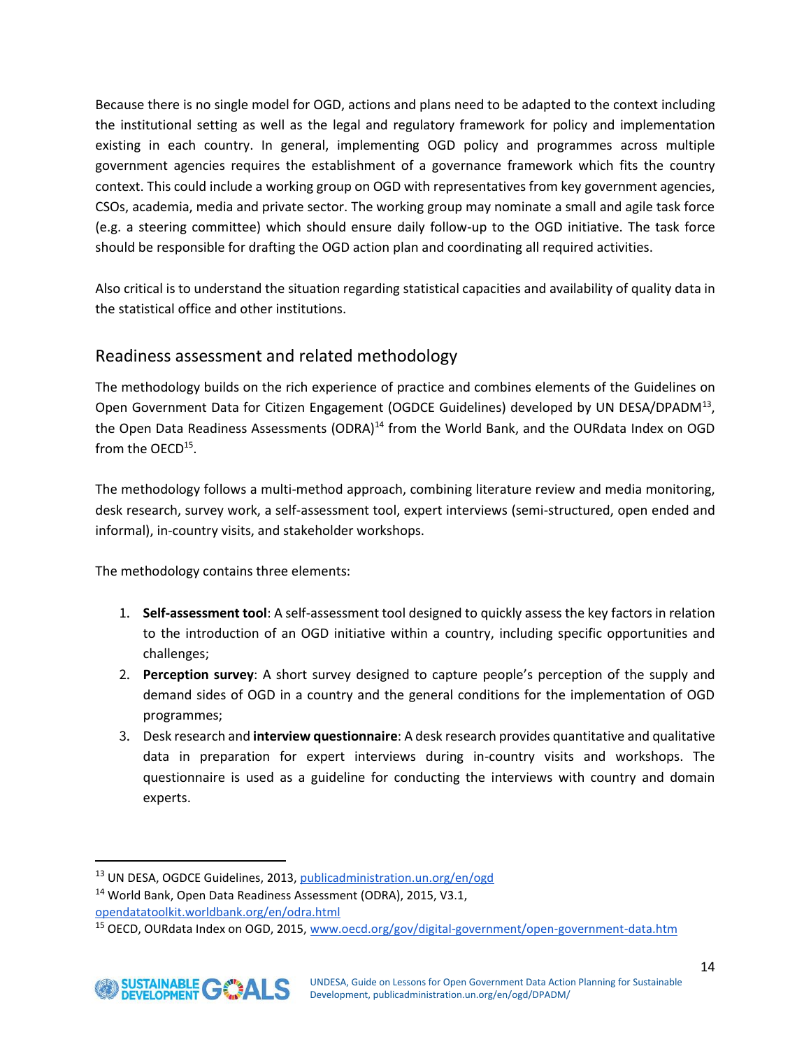Because there is no single model for OGD, actions and plans need to be adapted to the context including the institutional setting as well as the legal and regulatory framework for policy and implementation existing in each country. In general, implementing OGD policy and programmes across multiple government agencies requires the establishment of a governance framework which fits the country context. This could include a working group on OGD with representatives from key government agencies, CSOs, academia, media and private sector. The working group may nominate a small and agile task force (e.g. a steering committee) which should ensure daily follow-up to the OGD initiative. The task force should be responsible for drafting the OGD action plan and coordinating all required activities.

Also critical is to understand the situation regarding statistical capacities and availability of quality data in the statistical office and other institutions.

## Readiness assessment and related methodology

The methodology builds on the rich experience of practice and combines elements of the Guidelines on Open Government Data for Citizen Engagement (OGDCE Guidelines) developed by UN DESA/DPADM[13], the Open Data Readiness Assessments (ODRA)[14] from the World Bank, and the OURdata Index on OGD from the OECD[15].

The methodology follows a multi-method approach, combining literature review and media monitoring, desk research, survey work, a self-assessment tool, expert interviews (semi-structured, open ended and informal), in-country visits, and stakeholder workshops.

The methodology contains three elements:

1. **Self-assessment tool**: A self-assessment tool designed to quickly assess the key factors in relation to the introduction of an OGD initiative within a country, including specific opportunities and challenges;
2. **Perception survey**: A short survey designed to capture people's perception of the supply and demand sides of OGD in a country and the general conditions for the implementation of OGD programmes;
3. Desk research and **interview questionnaire**: A desk research provides quantitative and qualitative data in preparation for expert interviews during in-country visits and workshops. The questionnaire is used as a guideline for conducting the interviews with country and domain experts.

---

[13] UN DESA, OGDCE Guidelines, 2013, publicadministration.un.org/en/ogd

[14] World Bank, Open Data Readiness Assessment (ODRA), 2015, V3.1, opendatatoolkit.worldbank.org/en/odra.html

[15] OECD, OURdata Index on OGD, 2015, www.oecd.org/gov/digital-government/open-government-data.htm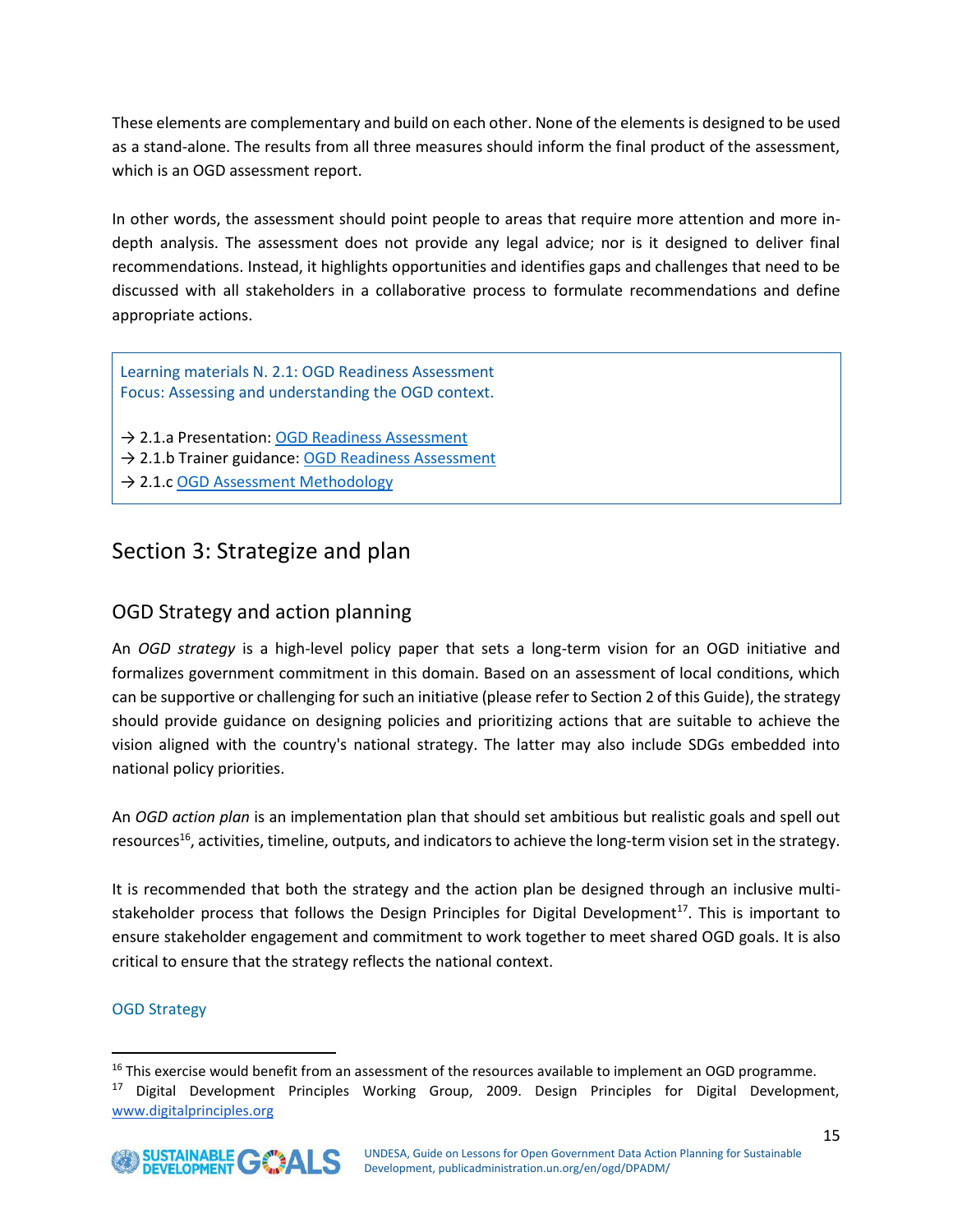These elements are complementary and build on each other. None of the elements is designed to be used as a stand-alone. The results from all three measures should inform the final product of the assessment, which is an OGD assessment report.

In other words, the assessment should point people to areas that require more attention and more in-depth analysis. The assessment does not provide any legal advice; nor is it designed to deliver final recommendations. Instead, it highlights opportunities and identifies gaps and challenges that need to be discussed with all stakeholders in a collaborative process to formulate recommendations and define appropriate actions.

> Learning materials N. 2.1: OGD Readiness Assessment
> Focus: Assessing and understanding the OGD context.
>
> → 2.1.a Presentation: OGD Readiness Assessment
> → 2.1.b Trainer guidance: OGD Readiness Assessment
> → 2.1.c OGD Assessment Methodology

## Section 3: Strategize and plan

### OGD Strategy and action planning

An *OGD strategy* is a high-level policy paper that sets a long-term vision for an OGD initiative and formalizes government commitment in this domain. Based on an assessment of local conditions, which can be supportive or challenging for such an initiative (please refer to Section 2 of this Guide), the strategy should provide guidance on designing policies and prioritizing actions that are suitable to achieve the vision aligned with the country's national strategy. The latter may also include SDGs embedded into national policy priorities.

An *OGD action plan* is an implementation plan that should set ambitious but realistic goals and spell out resources[16], activities, timeline, outputs, and indicators to achieve the long-term vision set in the strategy.

It is recommended that both the strategy and the action plan be designed through an inclusive multi-stakeholder process that follows the Design Principles for Digital Development[17]. This is important to ensure stakeholder engagement and commitment to work together to meet shared OGD goals. It is also critical to ensure that the strategy reflects the national context.

#### OGD Strategy

[16] This exercise would benefit from an assessment of the resources available to implement an OGD programme.

[17] Digital Development Principles Working Group, 2009. Design Principles for Digital Development, www.digitalprinciples.org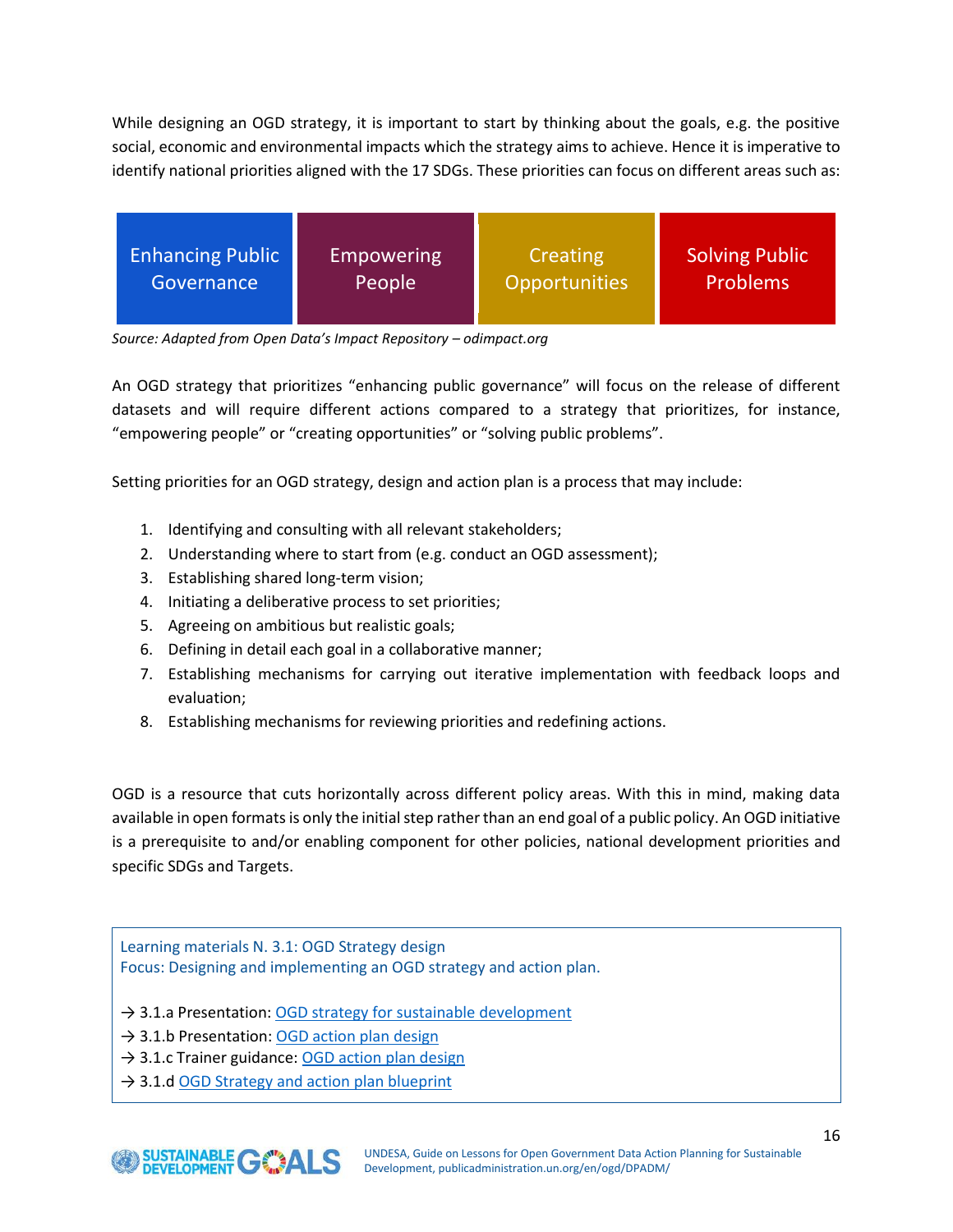While designing an OGD strategy, it is important to start by thinking about the goals, e.g. the positive social, economic and environmental impacts which the strategy aims to achieve. Hence it is imperative to identify national priorities aligned with the 17 SDGs. These priorities can focus on different areas such as:

| Enhancing Public Governance | Empowering People | Creating Opportunities | Solving Public Problems |
|---|---|---|---|

*Source: Adapted from Open Data's Impact Repository – odimpact.org*

An OGD strategy that prioritizes "enhancing public governance" will focus on the release of different datasets and will require different actions compared to a strategy that prioritizes, for instance, "empowering people" or "creating opportunities" or "solving public problems".

Setting priorities for an OGD strategy, design and action plan is a process that may include:

1. Identifying and consulting with all relevant stakeholders;
2. Understanding where to start from (e.g. conduct an OGD assessment);
3. Establishing shared long-term vision;
4. Initiating a deliberative process to set priorities;
5. Agreeing on ambitious but realistic goals;
6. Defining in detail each goal in a collaborative manner;
7. Establishing mechanisms for carrying out iterative implementation with feedback loops and evaluation;
8. Establishing mechanisms for reviewing priorities and redefining actions.

OGD is a resource that cuts horizontally across different policy areas. With this in mind, making data available in open formats is only the initial step rather than an end goal of a public policy. An OGD initiative is a prerequisite to and/or enabling component for other policies, national development priorities and specific SDGs and Targets.

> Learning materials N. 3.1: OGD Strategy design
> Focus: Designing and implementing an OGD strategy and action plan.
>
> → 3.1.a Presentation: OGD strategy for sustainable development
> → 3.1.b Presentation: OGD action plan design
> → 3.1.c Trainer guidance: OGD action plan design
> → 3.1.d OGD Strategy and action plan blueprint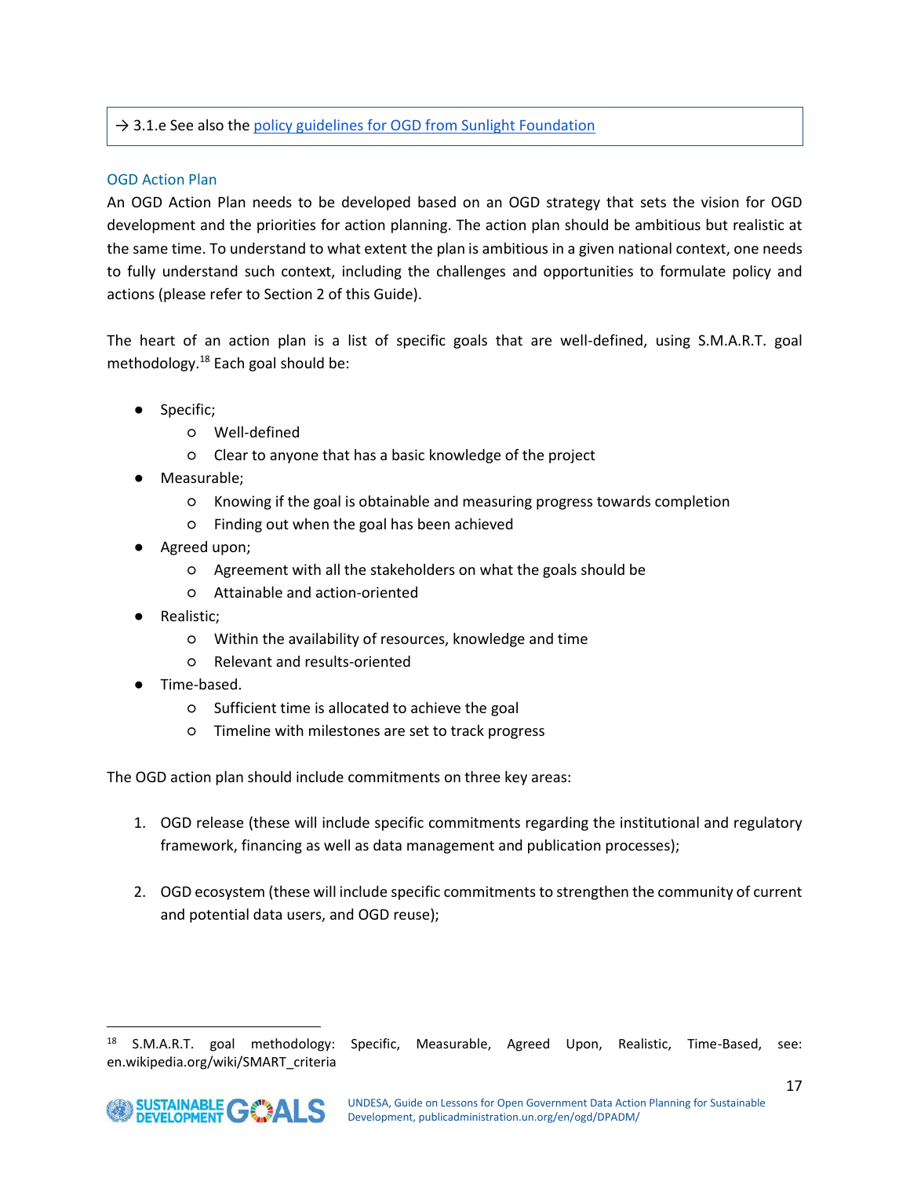→ 3.1.e See also the [policy guidelines for OGD from Sunlight Foundation]

### OGD Action Plan

An OGD Action Plan needs to be developed based on an OGD strategy that sets the vision for OGD development and the priorities for action planning. The action plan should be ambitious but realistic at the same time. To understand to what extent the plan is ambitious in a given national context, one needs to fully understand such context, including the challenges and opportunities to formulate policy and actions (please refer to Section 2 of this Guide).

The heart of an action plan is a list of specific goals that are well-defined, using S.M.A.R.T. goal methodology.[18] Each goal should be:

- Specific;
  - Well-defined
  - Clear to anyone that has a basic knowledge of the project
- Measurable;
  - Knowing if the goal is obtainable and measuring progress towards completion
  - Finding out when the goal has been achieved
- Agreed upon;
  - Agreement with all the stakeholders on what the goals should be
  - Attainable and action-oriented
- Realistic;
  - Within the availability of resources, knowledge and time
  - Relevant and results-oriented
- Time-based.
  - Sufficient time is allocated to achieve the goal
  - Timeline with milestones are set to track progress

The OGD action plan should include commitments on three key areas:

1. OGD release (these will include specific commitments regarding the institutional and regulatory framework, financing as well as data management and publication processes);

2. OGD ecosystem (these will include specific commitments to strengthen the community of current and potential data users, and OGD reuse);

---

[18] S.M.A.R.T. goal methodology: Specific, Measurable, Agreed Upon, Realistic, Time-Based, see: en.wikipedia.org/wiki/SMART_criteria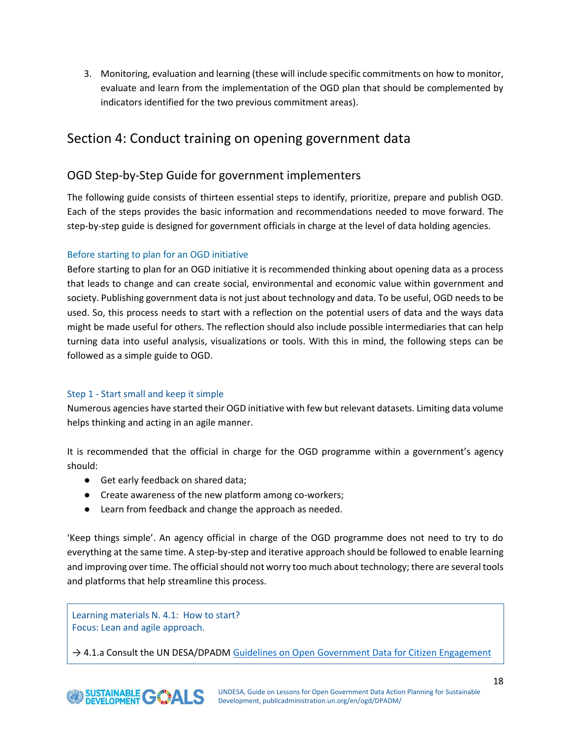3. Monitoring, evaluation and learning (these will include specific commitments on how to monitor, evaluate and learn from the implementation of the OGD plan that should be complemented by indicators identified for the two previous commitment areas).

## Section 4: Conduct training on opening government data

### OGD Step-by-Step Guide for government implementers

The following guide consists of thirteen essential steps to identify, prioritize, prepare and publish OGD. Each of the steps provides the basic information and recommendations needed to move forward. The step-by-step guide is designed for government officials in charge at the level of data holding agencies.

#### Before starting to plan for an OGD initiative

Before starting to plan for an OGD initiative it is recommended thinking about opening data as a process that leads to change and can create social, environmental and economic value within government and society. Publishing government data is not just about technology and data. To be useful, OGD needs to be used. So, this process needs to start with a reflection on the potential users of data and the ways data might be made useful for others. The reflection should also include possible intermediaries that can help turning data into useful analysis, visualizations or tools. With this in mind, the following steps can be followed as a simple guide to OGD.

#### Step 1 - Start small and keep it simple

Numerous agencies have started their OGD initiative with few but relevant datasets. Limiting data volume helps thinking and acting in an agile manner.

It is recommended that the official in charge for the OGD programme within a government's agency should:

- Get early feedback on shared data;
- Create awareness of the new platform among co-workers;
- Learn from feedback and change the approach as needed.

'Keep things simple'. An agency official in charge of the OGD programme does not need to try to do everything at the same time. A step-by-step and iterative approach should be followed to enable learning and improving over time. The official should not worry too much about technology; there are several tools and platforms that help streamline this process.

> Learning materials N. 4.1: How to start?
> Focus: Lean and agile approach.
>
> → 4.1.a Consult the UN DESA/DPADM Guidelines on Open Government Data for Citizen Engagement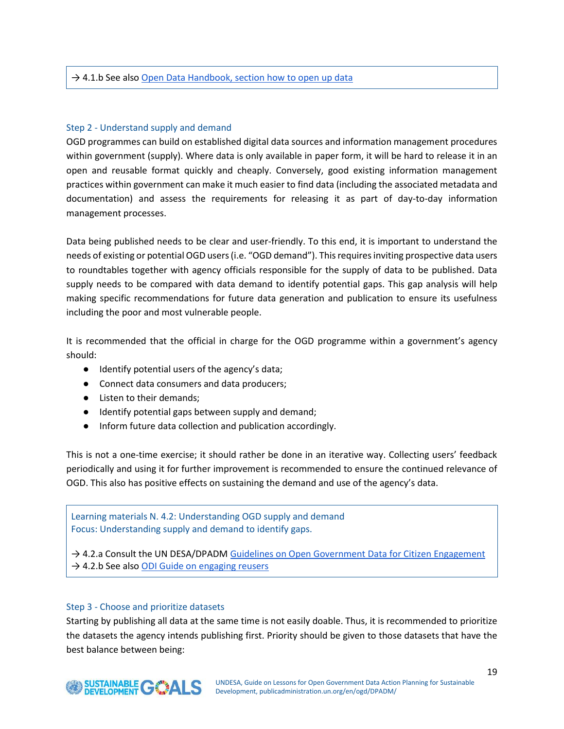→ 4.1.b See also Open Data Handbook, section how to open up data

### Step 2 - Understand supply and demand

OGD programmes can build on established digital data sources and information management procedures within government (supply). Where data is only available in paper form, it will be hard to release it in an open and reusable format quickly and cheaply. Conversely, good existing information management practices within government can make it much easier to find data (including the associated metadata and documentation) and assess the requirements for releasing it as part of day-to-day information management processes.

Data being published needs to be clear and user-friendly. To this end, it is important to understand the needs of existing or potential OGD users (i.e. "OGD demand"). This requires inviting prospective data users to roundtables together with agency officials responsible for the supply of data to be published. Data supply needs to be compared with data demand to identify potential gaps. This gap analysis will help making specific recommendations for future data generation and publication to ensure its usefulness including the poor and most vulnerable people.

It is recommended that the official in charge for the OGD programme within a government's agency should:

- Identify potential users of the agency's data;
- Connect data consumers and data producers;
- Listen to their demands;
- Identify potential gaps between supply and demand;
- Inform future data collection and publication accordingly.

This is not a one-time exercise; it should rather be done in an iterative way. Collecting users' feedback periodically and using it for further improvement is recommended to ensure the continued relevance of OGD. This also has positive effects on sustaining the demand and use of the agency's data.

Learning materials N. 4.2: Understanding OGD supply and demand
Focus: Understanding supply and demand to identify gaps.

→ 4.2.a Consult the UN DESA/DPADM Guidelines on Open Government Data for Citizen Engagement
→ 4.2.b See also ODI Guide on engaging reusers

### Step 3 - Choose and prioritize datasets

Starting by publishing all data at the same time is not easily doable. Thus, it is recommended to prioritize the datasets the agency intends publishing first. Priority should be given to those datasets that have the best balance between being: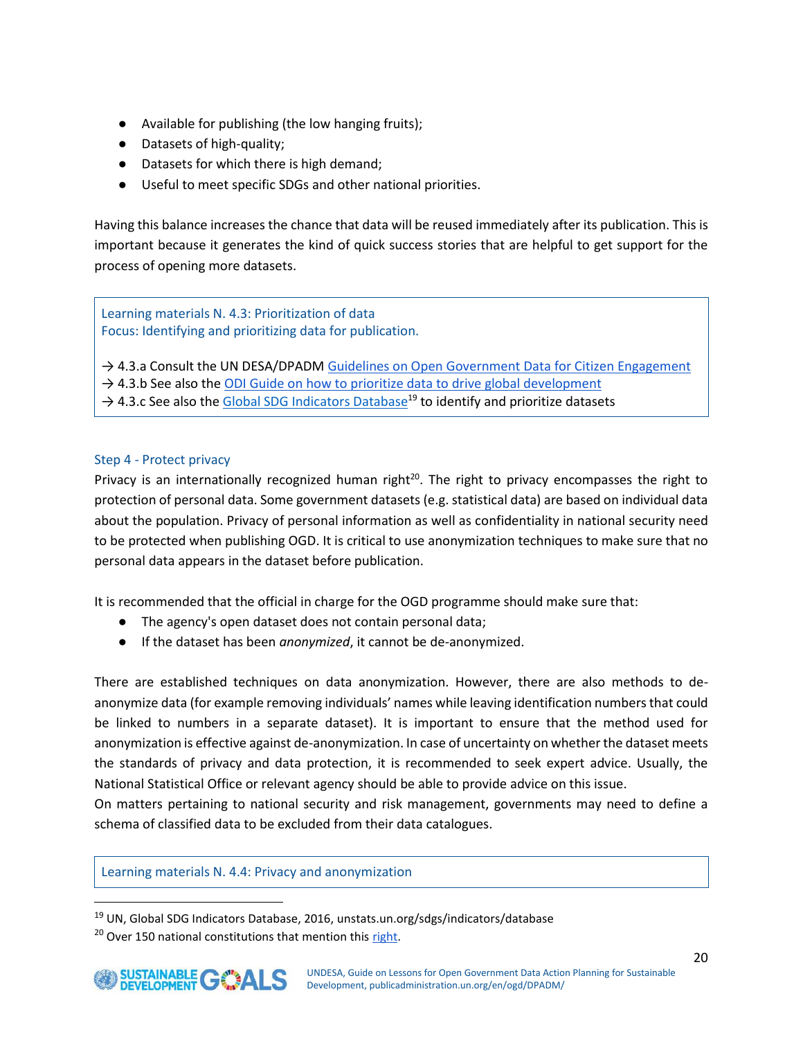- Available for publishing (the low hanging fruits);
- Datasets of high-quality;
- Datasets for which there is high demand;
- Useful to meet specific SDGs and other national priorities.

Having this balance increases the chance that data will be reused immediately after its publication. This is important because it generates the kind of quick success stories that are helpful to get support for the process of opening more datasets.

> Learning materials N. 4.3: Prioritization of data
> Focus: Identifying and prioritizing data for publication.
>
> → 4.3.a Consult the UN DESA/DPADM Guidelines on Open Government Data for Citizen Engagement
> → 4.3.b See also the ODI Guide on how to prioritize data to drive global development
> → 4.3.c See also the Global SDG Indicators Database[19] to identify and prioritize datasets

### Step 4 - Protect privacy

Privacy is an internationally recognized human right[20]. The right to privacy encompasses the right to protection of personal data. Some government datasets (e.g. statistical data) are based on individual data about the population. Privacy of personal information as well as confidentiality in national security need to be protected when publishing OGD. It is critical to use anonymization techniques to make sure that no personal data appears in the dataset before publication.

It is recommended that the official in charge for the OGD programme should make sure that:

- The agency's open dataset does not contain personal data;
- If the dataset has been *anonymized*, it cannot be de-anonymized.

There are established techniques on data anonymization. However, there are also methods to de-anonymize data (for example removing individuals' names while leaving identification numbers that could be linked to numbers in a separate dataset). It is important to ensure that the method used for anonymization is effective against de-anonymization. In case of uncertainty on whether the dataset meets the standards of privacy and data protection, it is recommended to seek expert advice. Usually, the National Statistical Office or relevant agency should be able to provide advice on this issue.
On matters pertaining to national security and risk management, governments may need to define a schema of classified data to be excluded from their data catalogues.

> Learning materials N. 4.4: Privacy and anonymization

[19] UN, Global SDG Indicators Database, 2016, unstats.un.org/sdgs/indicators/database
[20] Over 150 national constitutions that mention this right.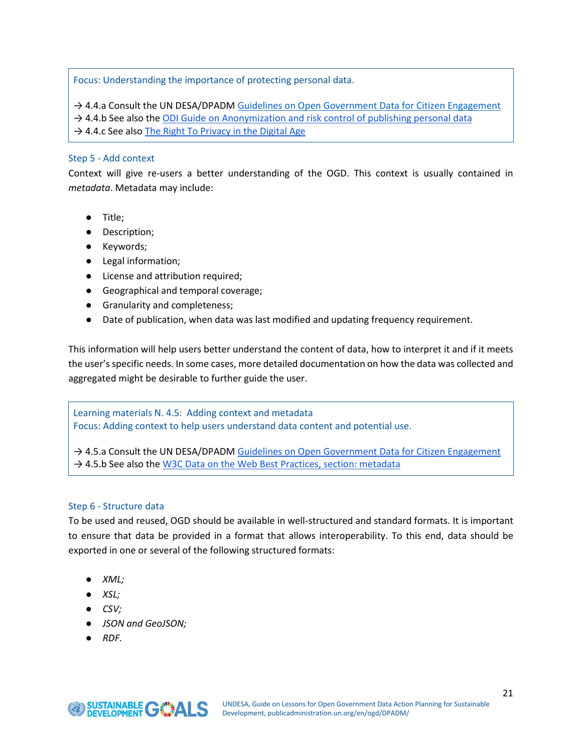Focus: Understanding the importance of protecting personal data.

→ 4.4.a Consult the UN DESA/DPADM Guidelines on Open Government Data for Citizen Engagement
→ 4.4.b See also the ODI Guide on Anonymization and risk control of publishing personal data
→ 4.4.c See also The Right To Privacy in the Digital Age

### Step 5 - Add context

Context will give re-users a better understanding of the OGD. This context is usually contained in *metadata*. Metadata may include:

- Title;
- Description;
- Keywords;
- Legal information;
- License and attribution required;
- Geographical and temporal coverage;
- Granularity and completeness;
- Date of publication, when data was last modified and updating frequency requirement.

This information will help users better understand the content of data, how to interpret it and if it meets the user's specific needs. In some cases, more detailed documentation on how the data was collected and aggregated might be desirable to further guide the user.

Learning materials N. 4.5: Adding context and metadata
Focus: Adding context to help users understand data content and potential use.

→ 4.5.a Consult the UN DESA/DPADM Guidelines on Open Government Data for Citizen Engagement
→ 4.5.b See also the W3C Data on the Web Best Practices, section: metadata

### Step 6 - Structure data

To be used and reused, OGD should be available in well-structured and standard formats. It is important to ensure that data be provided in a format that allows interoperability. To this end, data should be exported in one or several of the following structured formats:

- *XML;*
- *XSL;*
- *CSV;*
- *JSON and GeoJSON;*
- *RDF.*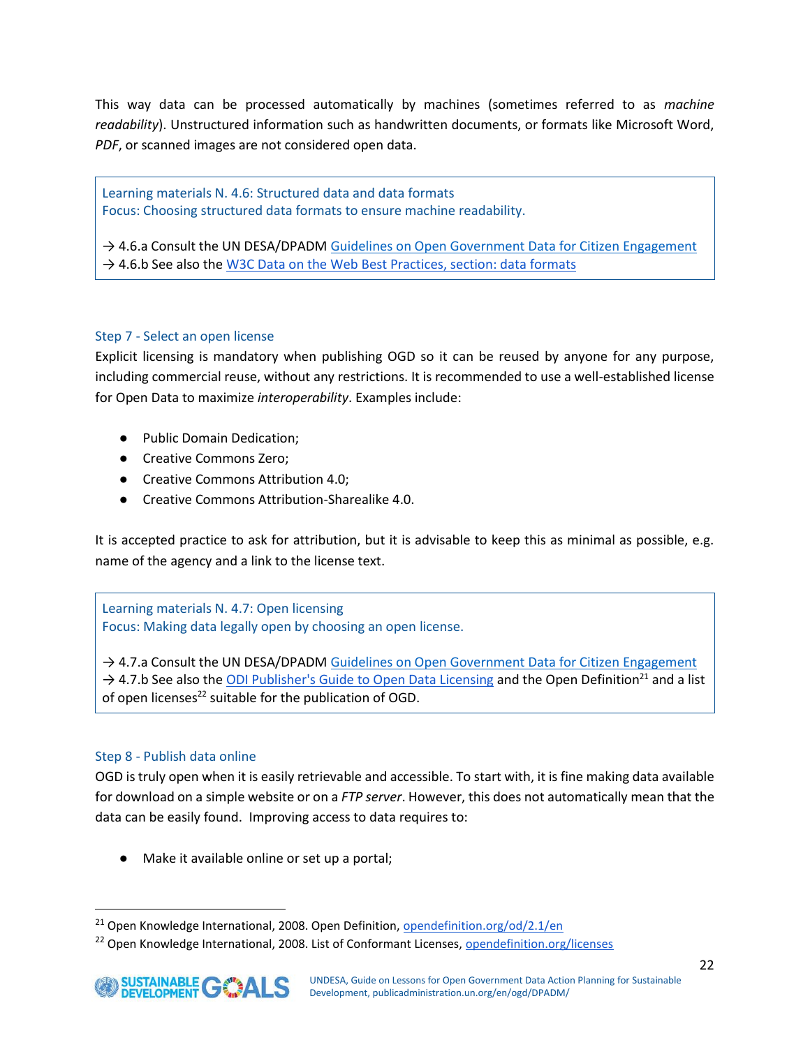This way data can be processed automatically by machines (sometimes referred to as *machine readability*). Unstructured information such as handwritten documents, or formats like Microsoft Word, *PDF*, or scanned images are not considered open data.

> Learning materials N. 4.6: Structured data and data formats
> Focus: Choosing structured data formats to ensure machine readability.
>
> → 4.6.a Consult the UN DESA/DPADM Guidelines on Open Government Data for Citizen Engagement
> → 4.6.b See also the W3C Data on the Web Best Practices, section: data formats

### Step 7 - Select an open license

Explicit licensing is mandatory when publishing OGD so it can be reused by anyone for any purpose, including commercial reuse, without any restrictions. It is recommended to use a well-established license for Open Data to maximize *interoperability*. Examples include:

- Public Domain Dedication;
- Creative Commons Zero;
- Creative Commons Attribution 4.0;
- Creative Commons Attribution-Sharealike 4.0.

It is accepted practice to ask for attribution, but it is advisable to keep this as minimal as possible, e.g. name of the agency and a link to the license text.

> Learning materials N. 4.7: Open licensing
> Focus: Making data legally open by choosing an open license.
>
> → 4.7.a Consult the UN DESA/DPADM Guidelines on Open Government Data for Citizen Engagement
> → 4.7.b See also the ODI Publisher's Guide to Open Data Licensing and the Open Definition[21] and a list of open licenses[22] suitable for the publication of OGD.

### Step 8 - Publish data online

OGD is truly open when it is easily retrievable and accessible. To start with, it is fine making data available for download on a simple website or on a *FTP server*. However, this does not automatically mean that the data can be easily found. Improving access to data requires to:

- Make it available online or set up a portal;

---

[21] Open Knowledge International, 2008. Open Definition, opendefinition.org/od/2.1/en

[22] Open Knowledge International, 2008. List of Conformant Licenses, opendefinition.org/licenses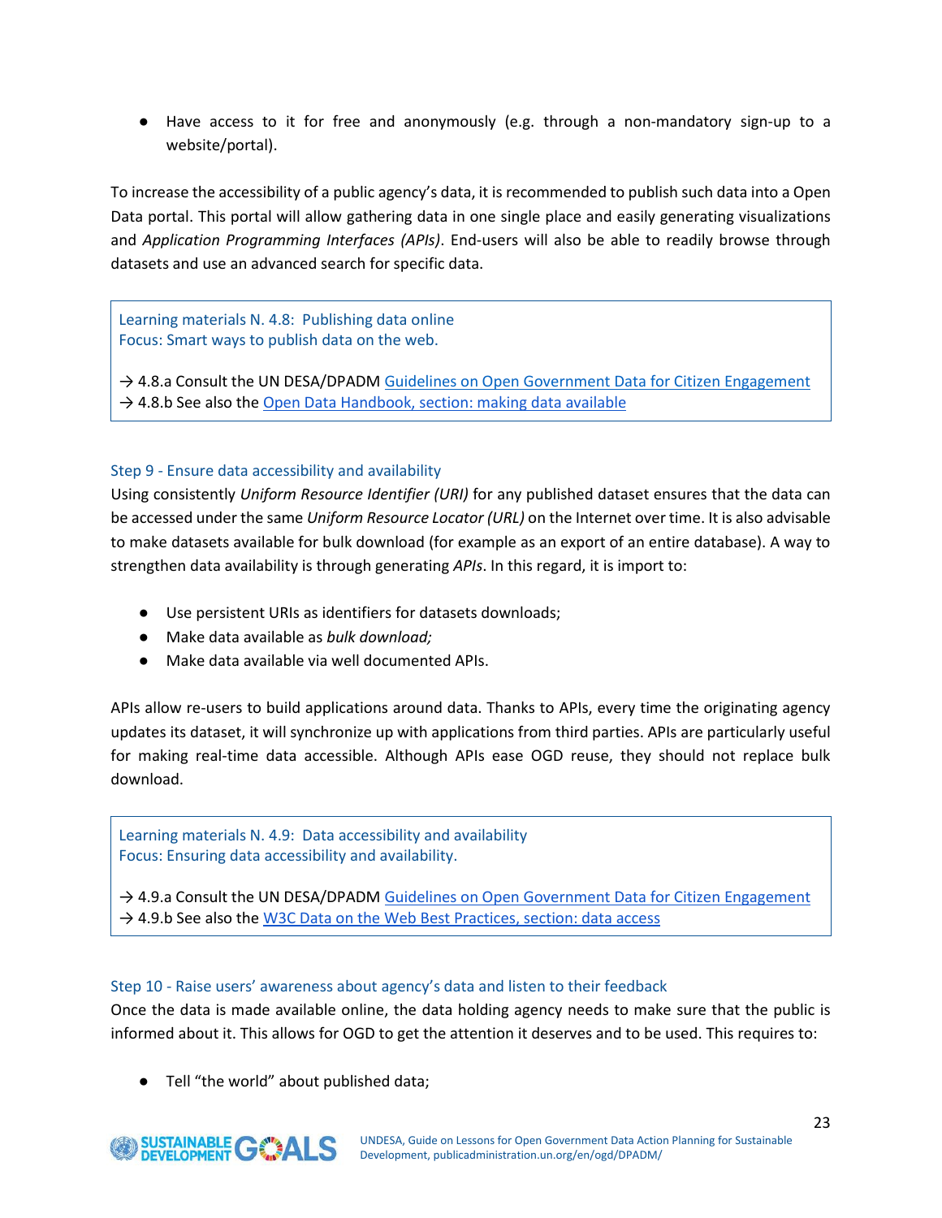- Have access to it for free and anonymously (e.g. through a non-mandatory sign-up to a website/portal).

To increase the accessibility of a public agency's data, it is recommended to publish such data into a Open Data portal. This portal will allow gathering data in one single place and easily generating visualizations and *Application Programming Interfaces (APIs)*. End-users will also be able to readily browse through datasets and use an advanced search for specific data.

> Learning materials N. 4.8: Publishing data online
> Focus: Smart ways to publish data on the web.
>
> → 4.8.a Consult the UN DESA/DPADM [Guidelines on Open Government Data for Citizen Engagement]()
> → 4.8.b See also the [Open Data Handbook, section: making data available]()

### Step 9 - Ensure data accessibility and availability

Using consistently *Uniform Resource Identifier (URI)* for any published dataset ensures that the data can be accessed under the same *Uniform Resource Locator (URL)* on the Internet over time. It is also advisable to make datasets available for bulk download (for example as an export of an entire database). A way to strengthen data availability is through generating *APIs*. In this regard, it is import to:

- Use persistent URIs as identifiers for datasets downloads;
- Make data available as *bulk download;*
- Make data available via well documented APIs.

APIs allow re-users to build applications around data. Thanks to APIs, every time the originating agency updates its dataset, it will synchronize up with applications from third parties. APIs are particularly useful for making real-time data accessible. Although APIs ease OGD reuse, they should not replace bulk download.

> Learning materials N. 4.9: Data accessibility and availability
> Focus: Ensuring data accessibility and availability.
>
> → 4.9.a Consult the UN DESA/DPADM [Guidelines on Open Government Data for Citizen Engagement]()
> → 4.9.b See also the [W3C Data on the Web Best Practices, section: data access]()

### Step 10 - Raise users' awareness about agency's data and listen to their feedback

Once the data is made available online, the data holding agency needs to make sure that the public is informed about it. This allows for OGD to get the attention it deserves and to be used. This requires to:

- Tell "the world" about published data;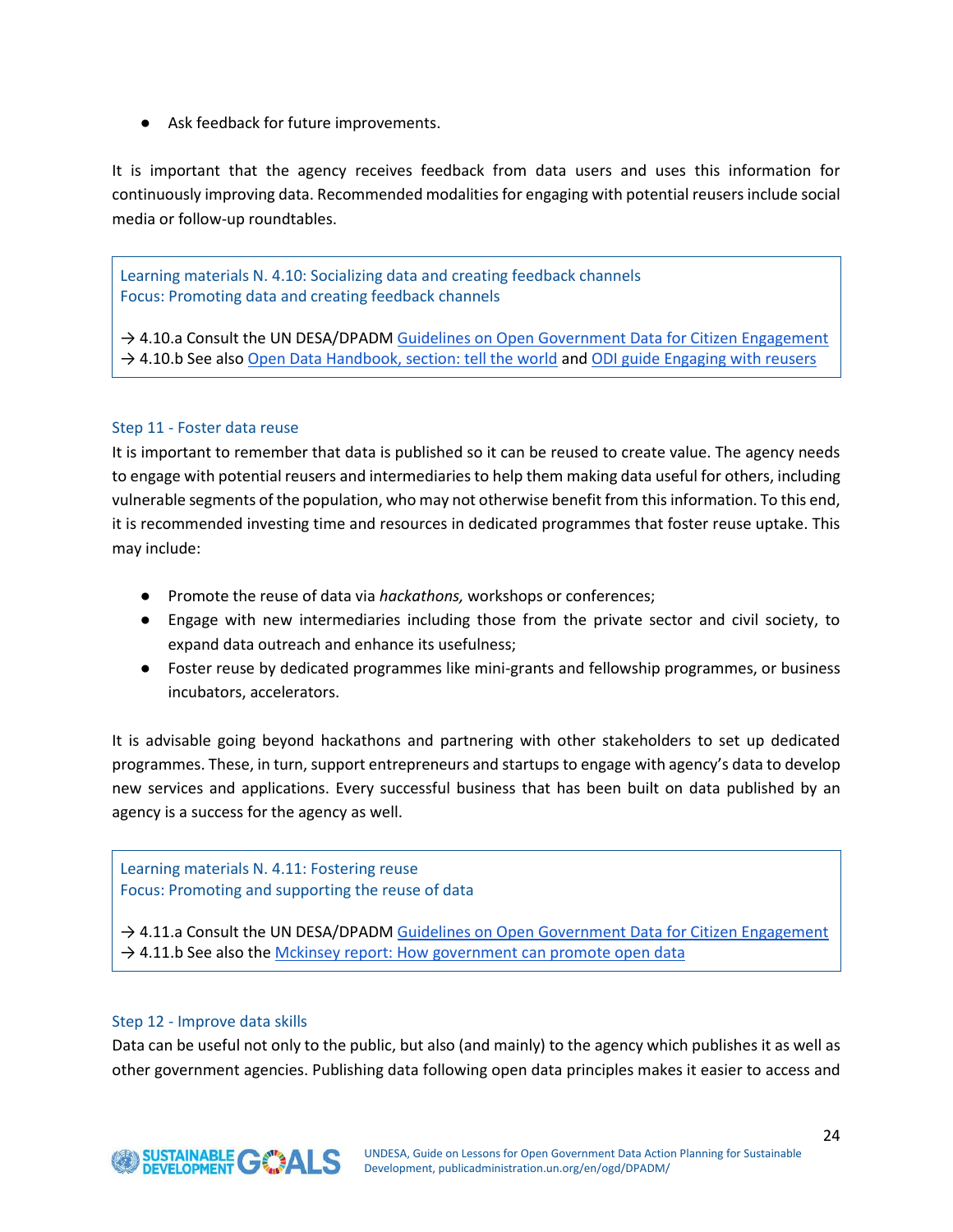- Ask feedback for future improvements.

It is important that the agency receives feedback from data users and uses this information for continuously improving data. Recommended modalities for engaging with potential reusers include social media or follow-up roundtables.

> Learning materials N. 4.10: Socializing data and creating feedback channels
> Focus: Promoting data and creating feedback channels
>
> → 4.10.a Consult the UN DESA/DPADM Guidelines on Open Government Data for Citizen Engagement
> → 4.10.b See also Open Data Handbook, section: tell the world and ODI guide Engaging with reusers

### Step 11 - Foster data reuse

It is important to remember that data is published so it can be reused to create value. The agency needs to engage with potential reusers and intermediaries to help them making data useful for others, including vulnerable segments of the population, who may not otherwise benefit from this information. To this end, it is recommended investing time and resources in dedicated programmes that foster reuse uptake. This may include:

- Promote the reuse of data via *hackathons,* workshops or conferences;
- Engage with new intermediaries including those from the private sector and civil society, to expand data outreach and enhance its usefulness;
- Foster reuse by dedicated programmes like mini-grants and fellowship programmes, or business incubators, accelerators.

It is advisable going beyond hackathons and partnering with other stakeholders to set up dedicated programmes. These, in turn, support entrepreneurs and startups to engage with agency's data to develop new services and applications. Every successful business that has been built on data published by an agency is a success for the agency as well.

> Learning materials N. 4.11: Fostering reuse
> Focus: Promoting and supporting the reuse of data
>
> → 4.11.a Consult the UN DESA/DPADM Guidelines on Open Government Data for Citizen Engagement
> → 4.11.b See also the Mckinsey report: How government can promote open data

### Step 12 - Improve data skills

Data can be useful not only to the public, but also (and mainly) to the agency which publishes it as well as other government agencies. Publishing data following open data principles makes it easier to access and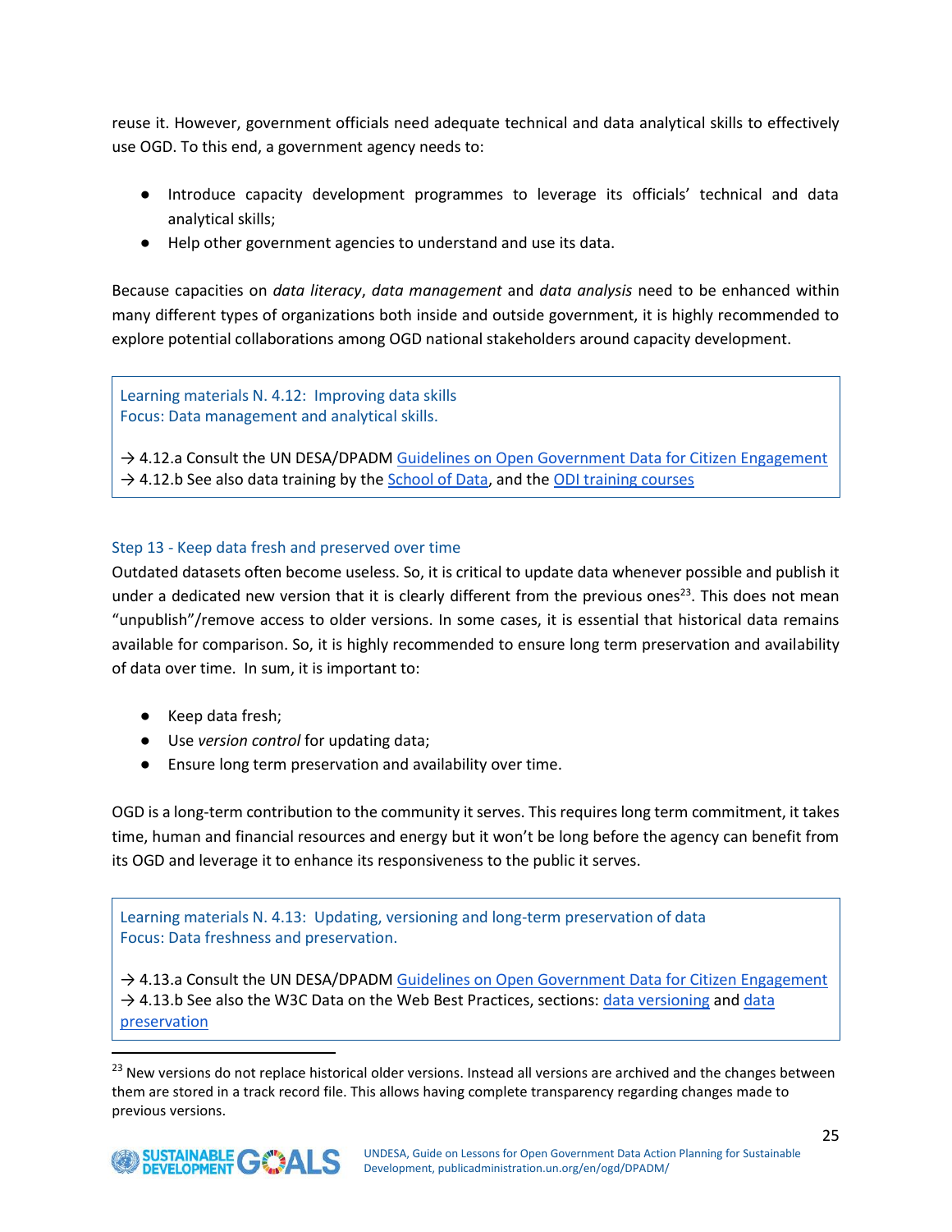reuse it. However, government officials need adequate technical and data analytical skills to effectively use OGD. To this end, a government agency needs to:

- Introduce capacity development programmes to leverage its officials' technical and data analytical skills;
- Help other government agencies to understand and use its data.

Because capacities on *data literacy*, *data management* and *data analysis* need to be enhanced within many different types of organizations both inside and outside government, it is highly recommended to explore potential collaborations among OGD national stakeholders around capacity development.

> Learning materials N. 4.12: Improving data skills
> Focus: Data management and analytical skills.
>
> → 4.12.a Consult the UN DESA/DPADM Guidelines on Open Government Data for Citizen Engagement
> → 4.12.b See also data training by the School of Data, and the ODI training courses

### Step 13 - Keep data fresh and preserved over time

Outdated datasets often become useless. So, it is critical to update data whenever possible and publish it under a dedicated new version that it is clearly different from the previous ones[23]. This does not mean "unpublish"/remove access to older versions. In some cases, it is essential that historical data remains available for comparison. So, it is highly recommended to ensure long term preservation and availability of data over time. In sum, it is important to:

- Keep data fresh;
- Use *version control* for updating data;
- Ensure long term preservation and availability over time.

OGD is a long-term contribution to the community it serves. This requires long term commitment, it takes time, human and financial resources and energy but it won't be long before the agency can benefit from its OGD and leverage it to enhance its responsiveness to the public it serves.

> Learning materials N. 4.13: Updating, versioning and long-term preservation of data
> Focus: Data freshness and preservation.
>
> → 4.13.a Consult the UN DESA/DPADM Guidelines on Open Government Data for Citizen Engagement
> → 4.13.b See also the W3C Data on the Web Best Practices, sections: data versioning and data preservation

[23] New versions do not replace historical older versions. Instead all versions are archived and the changes between them are stored in a track record file. This allows having complete transparency regarding changes made to previous versions.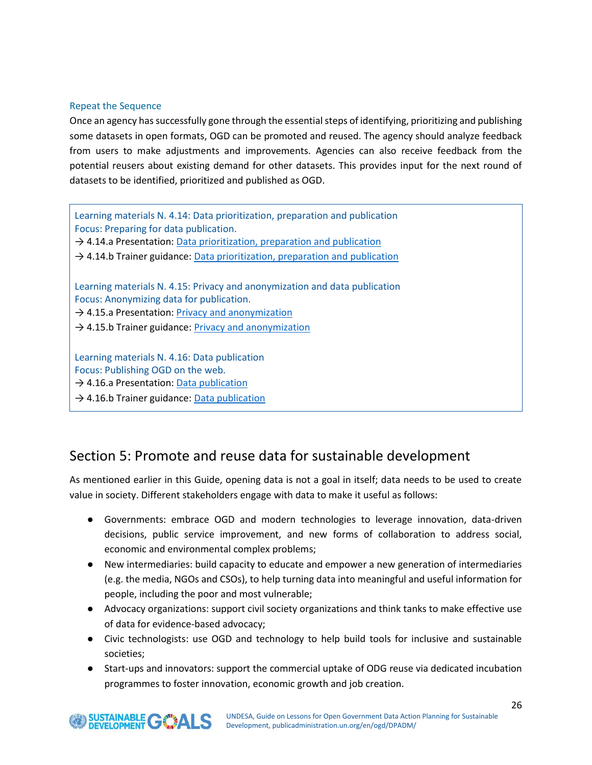### Repeat the Sequence

Once an agency has successfully gone through the essential steps of identifying, prioritizing and publishing some datasets in open formats, OGD can be promoted and reused. The agency should analyze feedback from users to make adjustments and improvements. Agencies can also receive feedback from the potential reusers about existing demand for other datasets. This provides input for the next round of datasets to be identified, prioritized and published as OGD.

> Learning materials N. 4.14: Data prioritization, preparation and publication
> Focus: Preparing for data publication.
> → 4.14.a Presentation: Data prioritization, preparation and publication
> → 4.14.b Trainer guidance: Data prioritization, preparation and publication
>
> Learning materials N. 4.15: Privacy and anonymization and data publication
> Focus: Anonymizing data for publication.
> → 4.15.a Presentation: Privacy and anonymization
> → 4.15.b Trainer guidance: Privacy and anonymization
>
> Learning materials N. 4.16: Data publication
> Focus: Publishing OGD on the web.
> → 4.16.a Presentation: Data publication
> → 4.16.b Trainer guidance: Data publication

## Section 5: Promote and reuse data for sustainable development

As mentioned earlier in this Guide, opening data is not a goal in itself; data needs to be used to create value in society. Different stakeholders engage with data to make it useful as follows:

- Governments: embrace OGD and modern technologies to leverage innovation, data-driven decisions, public service improvement, and new forms of collaboration to address social, economic and environmental complex problems;
- New intermediaries: build capacity to educate and empower a new generation of intermediaries (e.g. the media, NGOs and CSOs), to help turning data into meaningful and useful information for people, including the poor and most vulnerable;
- Advocacy organizations: support civil society organizations and think tanks to make effective use of data for evidence-based advocacy;
- Civic technologists: use OGD and technology to help build tools for inclusive and sustainable societies;
- Start-ups and innovators: support the commercial uptake of ODG reuse via dedicated incubation programmes to foster innovation, economic growth and job creation.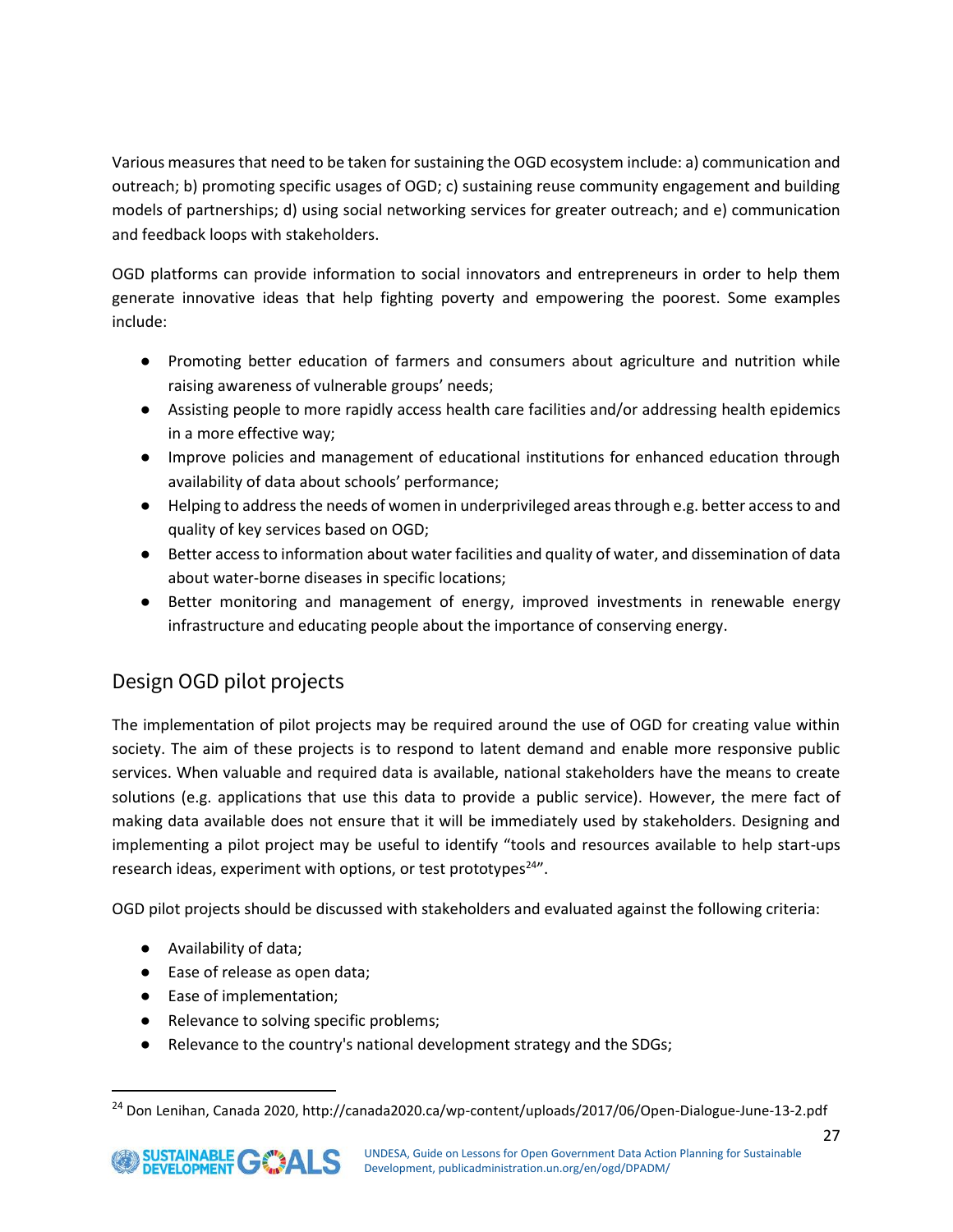Various measures that need to be taken for sustaining the OGD ecosystem include: a) communication and outreach; b) promoting specific usages of OGD; c) sustaining reuse community engagement and building models of partnerships; d) using social networking services for greater outreach; and e) communication and feedback loops with stakeholders.

OGD platforms can provide information to social innovators and entrepreneurs in order to help them generate innovative ideas that help fighting poverty and empowering the poorest. Some examples include:

- Promoting better education of farmers and consumers about agriculture and nutrition while raising awareness of vulnerable groups' needs;
- Assisting people to more rapidly access health care facilities and/or addressing health epidemics in a more effective way;
- Improve policies and management of educational institutions for enhanced education through availability of data about schools' performance;
- Helping to address the needs of women in underprivileged areas through e.g. better access to and quality of key services based on OGD;
- Better access to information about water facilities and quality of water, and dissemination of data about water-borne diseases in specific locations;
- Better monitoring and management of energy, improved investments in renewable energy infrastructure and educating people about the importance of conserving energy.

## Design OGD pilot projects

The implementation of pilot projects may be required around the use of OGD for creating value within society. The aim of these projects is to respond to latent demand and enable more responsive public services. When valuable and required data is available, national stakeholders have the means to create solutions (e.g. applications that use this data to provide a public service). However, the mere fact of making data available does not ensure that it will be immediately used by stakeholders. Designing and implementing a pilot project may be useful to identify "tools and resources available to help start-ups research ideas, experiment with options, or test prototypes[24]".

OGD pilot projects should be discussed with stakeholders and evaluated against the following criteria:

- Availability of data;
- Ease of release as open data;
- Ease of implementation;
- Relevance to solving specific problems;
- Relevance to the country's national development strategy and the SDGs;

[24] Don Lenihan, Canada 2020, http://canada2020.ca/wp-content/uploads/2017/06/Open-Dialogue-June-13-2.pdf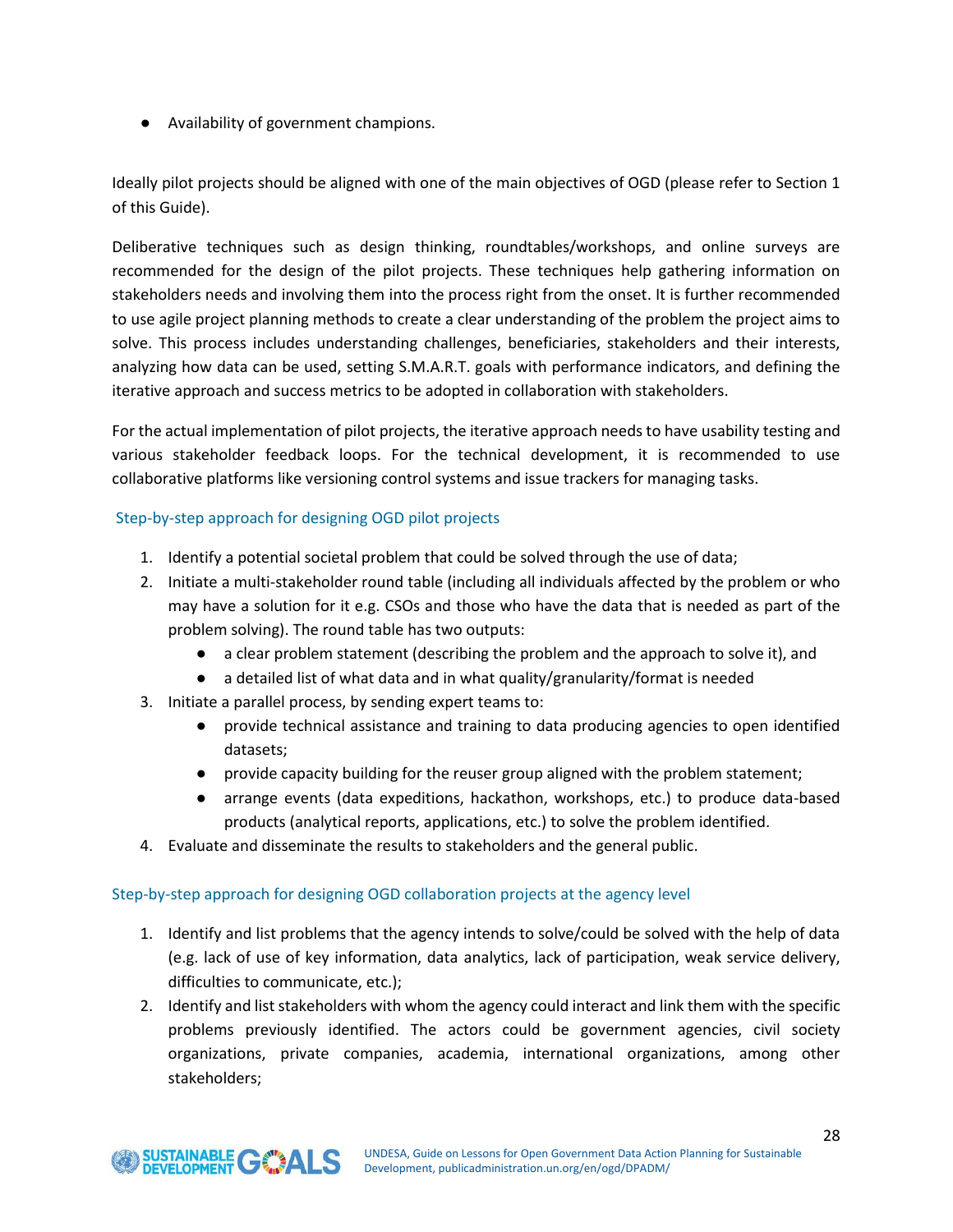- Availability of government champions.

Ideally pilot projects should be aligned with one of the main objectives of OGD (please refer to Section 1 of this Guide).

Deliberative techniques such as design thinking, roundtables/workshops, and online surveys are recommended for the design of the pilot projects. These techniques help gathering information on stakeholders needs and involving them into the process right from the onset. It is further recommended to use agile project planning methods to create a clear understanding of the problem the project aims to solve. This process includes understanding challenges, beneficiaries, stakeholders and their interests, analyzing how data can be used, setting S.M.A.R.T. goals with performance indicators, and defining the iterative approach and success metrics to be adopted in collaboration with stakeholders.

For the actual implementation of pilot projects, the iterative approach needs to have usability testing and various stakeholder feedback loops. For the technical development, it is recommended to use collaborative platforms like versioning control systems and issue trackers for managing tasks.

### Step-by-step approach for designing OGD pilot projects

1. Identify a potential societal problem that could be solved through the use of data;
2. Initiate a multi-stakeholder round table (including all individuals affected by the problem or who may have a solution for it e.g. CSOs and those who have the data that is needed as part of the problem solving). The round table has two outputs:
   - a clear problem statement (describing the problem and the approach to solve it), and
   - a detailed list of what data and in what quality/granularity/format is needed
3. Initiate a parallel process, by sending expert teams to:
   - provide technical assistance and training to data producing agencies to open identified datasets;
   - provide capacity building for the reuser group aligned with the problem statement;
   - arrange events (data expeditions, hackathon, workshops, etc.) to produce data-based products (analytical reports, applications, etc.) to solve the problem identified.
4. Evaluate and disseminate the results to stakeholders and the general public.

### Step-by-step approach for designing OGD collaboration projects at the agency level

1. Identify and list problems that the agency intends to solve/could be solved with the help of data (e.g. lack of use of key information, data analytics, lack of participation, weak service delivery, difficulties to communicate, etc.);
2. Identify and list stakeholders with whom the agency could interact and link them with the specific problems previously identified. The actors could be government agencies, civil society organizations, private companies, academia, international organizations, among other stakeholders;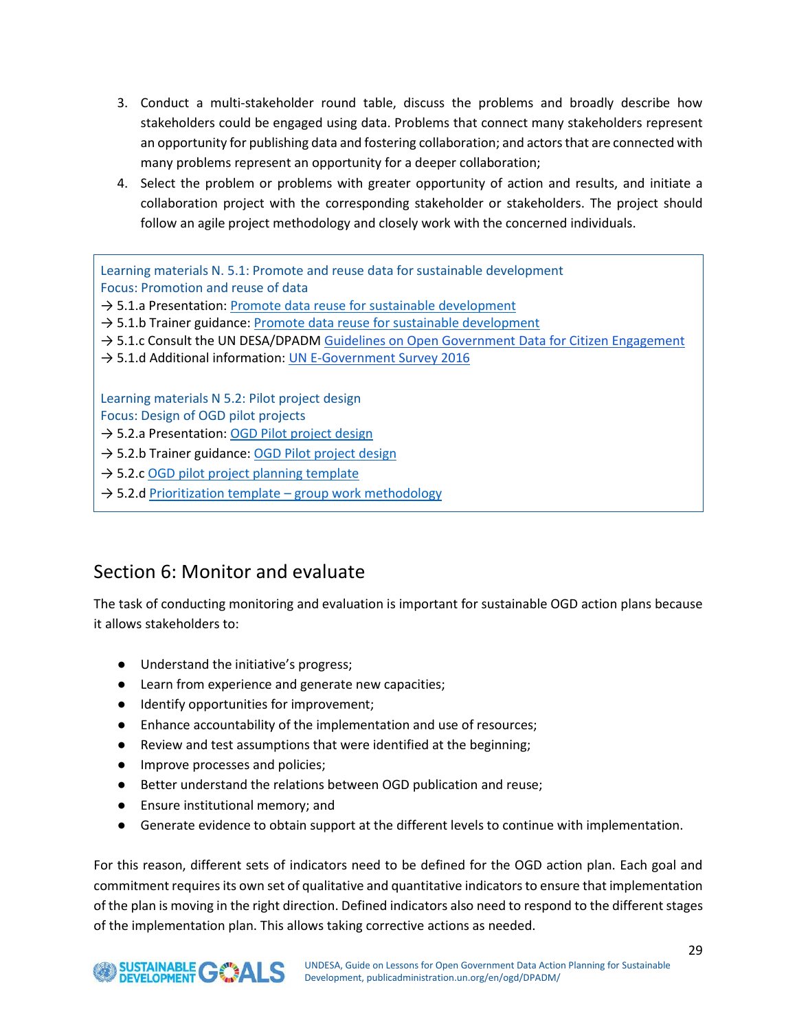3. Conduct a multi-stakeholder round table, discuss the problems and broadly describe how stakeholders could be engaged using data. Problems that connect many stakeholders represent an opportunity for publishing data and fostering collaboration; and actors that are connected with many problems represent an opportunity for a deeper collaboration;
4. Select the problem or problems with greater opportunity of action and results, and initiate a collaboration project with the corresponding stakeholder or stakeholders. The project should follow an agile project methodology and closely work with the concerned individuals.

> Learning materials N. 5.1: Promote and reuse data for sustainable development
> Focus: Promotion and reuse of data
> → 5.1.a Presentation: Promote data reuse for sustainable development
> → 5.1.b Trainer guidance: Promote data reuse for sustainable development
> → 5.1.c Consult the UN DESA/DPADM Guidelines on Open Government Data for Citizen Engagement
> → 5.1.d Additional information: UN E-Government Survey 2016
>
> Learning materials N 5.2: Pilot project design
> Focus: Design of OGD pilot projects
> → 5.2.a Presentation: OGD Pilot project design
> → 5.2.b Trainer guidance: OGD Pilot project design
> → 5.2.c OGD pilot project planning template
> → 5.2.d Prioritization template – group work methodology

## Section 6: Monitor and evaluate

The task of conducting monitoring and evaluation is important for sustainable OGD action plans because it allows stakeholders to:

- Understand the initiative's progress;
- Learn from experience and generate new capacities;
- Identify opportunities for improvement;
- Enhance accountability of the implementation and use of resources;
- Review and test assumptions that were identified at the beginning;
- Improve processes and policies;
- Better understand the relations between OGD publication and reuse;
- Ensure institutional memory; and
- Generate evidence to obtain support at the different levels to continue with implementation.

For this reason, different sets of indicators need to be defined for the OGD action plan. Each goal and commitment requires its own set of qualitative and quantitative indicators to ensure that implementation of the plan is moving in the right direction. Defined indicators also need to respond to the different stages of the implementation plan. This allows taking corrective actions as needed.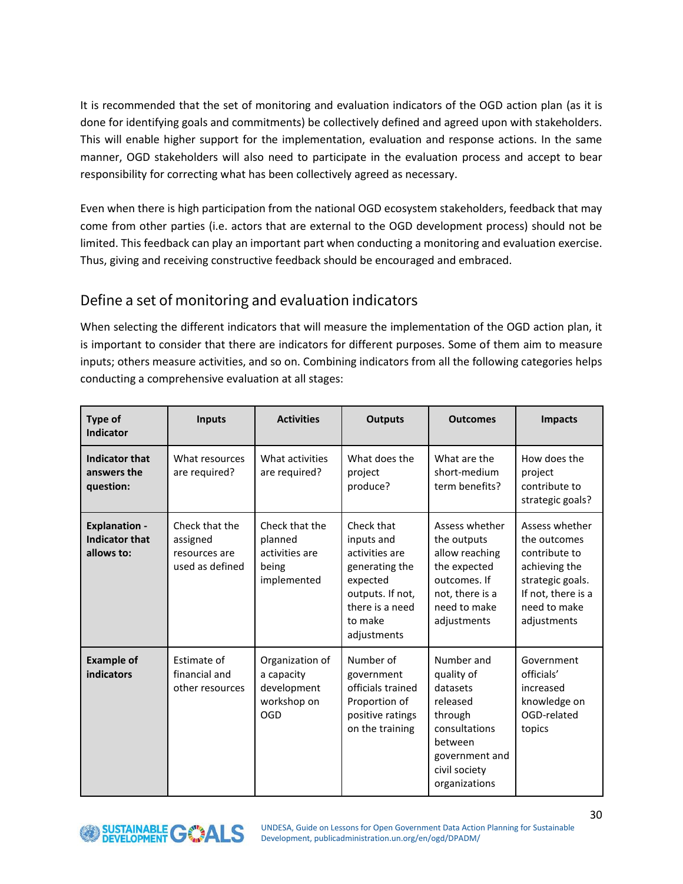It is recommended that the set of monitoring and evaluation indicators of the OGD action plan (as it is done for identifying goals and commitments) be collectively defined and agreed upon with stakeholders. This will enable higher support for the implementation, evaluation and response actions. In the same manner, OGD stakeholders will also need to participate in the evaluation process and accept to bear responsibility for correcting what has been collectively agreed as necessary.

Even when there is high participation from the national OGD ecosystem stakeholders, feedback that may come from other parties (i.e. actors that are external to the OGD development process) should not be limited. This feedback can play an important part when conducting a monitoring and evaluation exercise. Thus, giving and receiving constructive feedback should be encouraged and embraced.

## Define a set of monitoring and evaluation indicators

When selecting the different indicators that will measure the implementation of the OGD action plan, it is important to consider that there are indicators for different purposes. Some of them aim to measure inputs; others measure activities, and so on. Combining indicators from all the following categories helps conducting a comprehensive evaluation at all stages:

| **Type of Indicator** | **Inputs** | **Activities** | **Outputs** | **Outcomes** | **Impacts** |
|---|---|---|---|---|---|
| **Indicator that answers the question:** | What resources are required? | What activities are required? | What does the project produce? | What are the short-medium term benefits? | How does the project contribute to strategic goals? |
| **Explanation - Indicator that allows to:** | Check that the assigned resources are used as defined | Check that the planned activities are being implemented | Check that inputs and activities are generating the expected outputs. If not, there is a need to make adjustments | Assess whether the outputs allow reaching the expected outcomes. If not, there is a need to make adjustments | Assess whether the outcomes contribute to achieving the strategic goals. If not, there is a need to make adjustments |
| **Example of indicators** | Estimate of financial and other resources | Organization of a capacity development workshop on OGD | Number of government officials trained Proportion of positive ratings on the training | Number and quality of datasets released through consultations between government and civil society organizations | Government officials' increased knowledge on OGD-related topics |

UNDESA, Guide on Lessons for Open Government Data Action Planning for Sustainable Development, publicadministration.un.org/en/ogd/DPADM/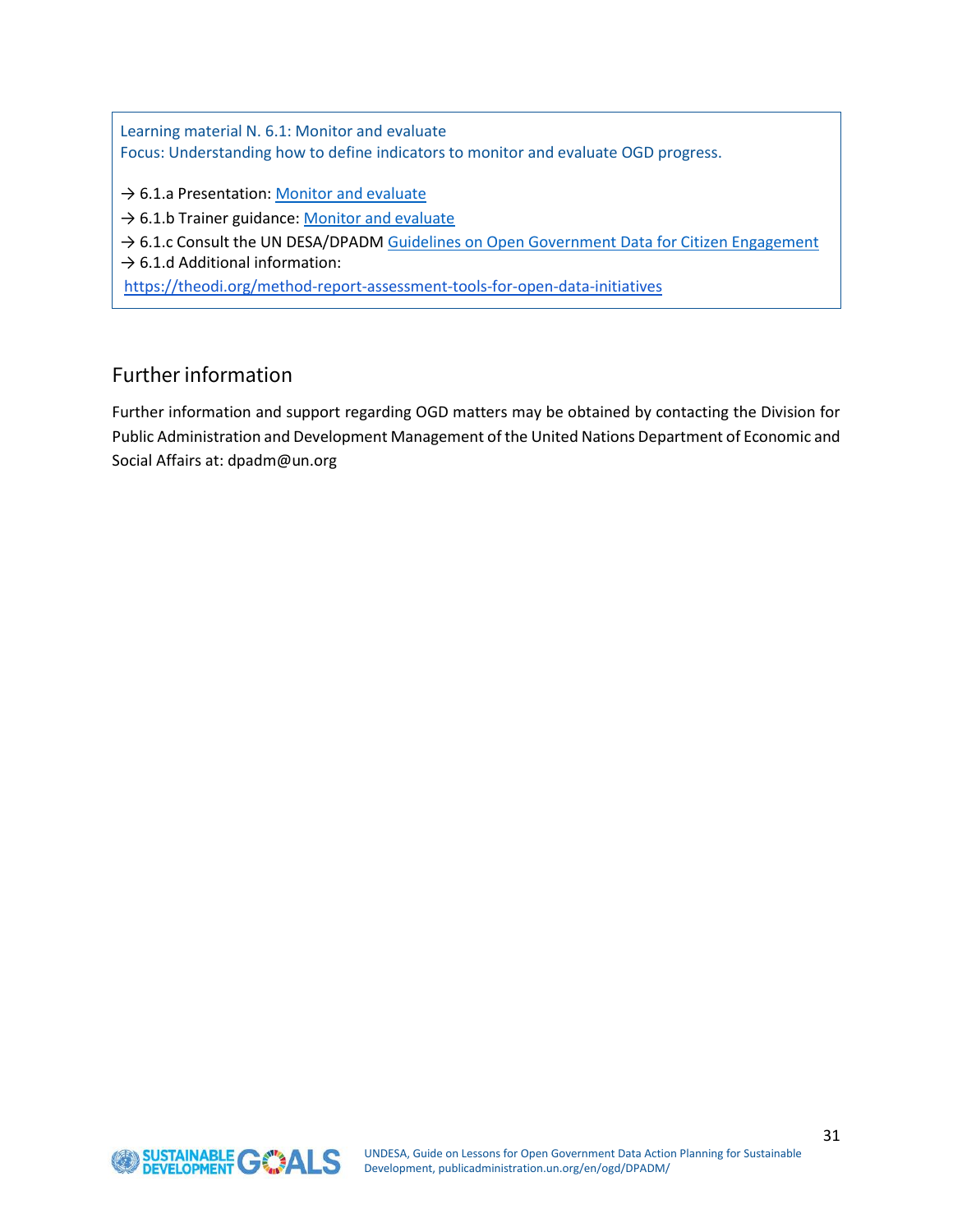Learning material N. 6.1: Monitor and evaluate
Focus: Understanding how to define indicators to monitor and evaluate OGD progress.

→ 6.1.a Presentation: Monitor and evaluate
→ 6.1.b Trainer guidance: Monitor and evaluate
→ 6.1.c Consult the UN DESA/DPADM Guidelines on Open Government Data for Citizen Engagement
→ 6.1.d Additional information:
https://theodi.org/method-report-assessment-tools-for-open-data-initiatives

## Further information

Further information and support regarding OGD matters may be obtained by contacting the Division for Public Administration and Development Management of the United Nations Department of Economic and Social Affairs at: dpadm@un.org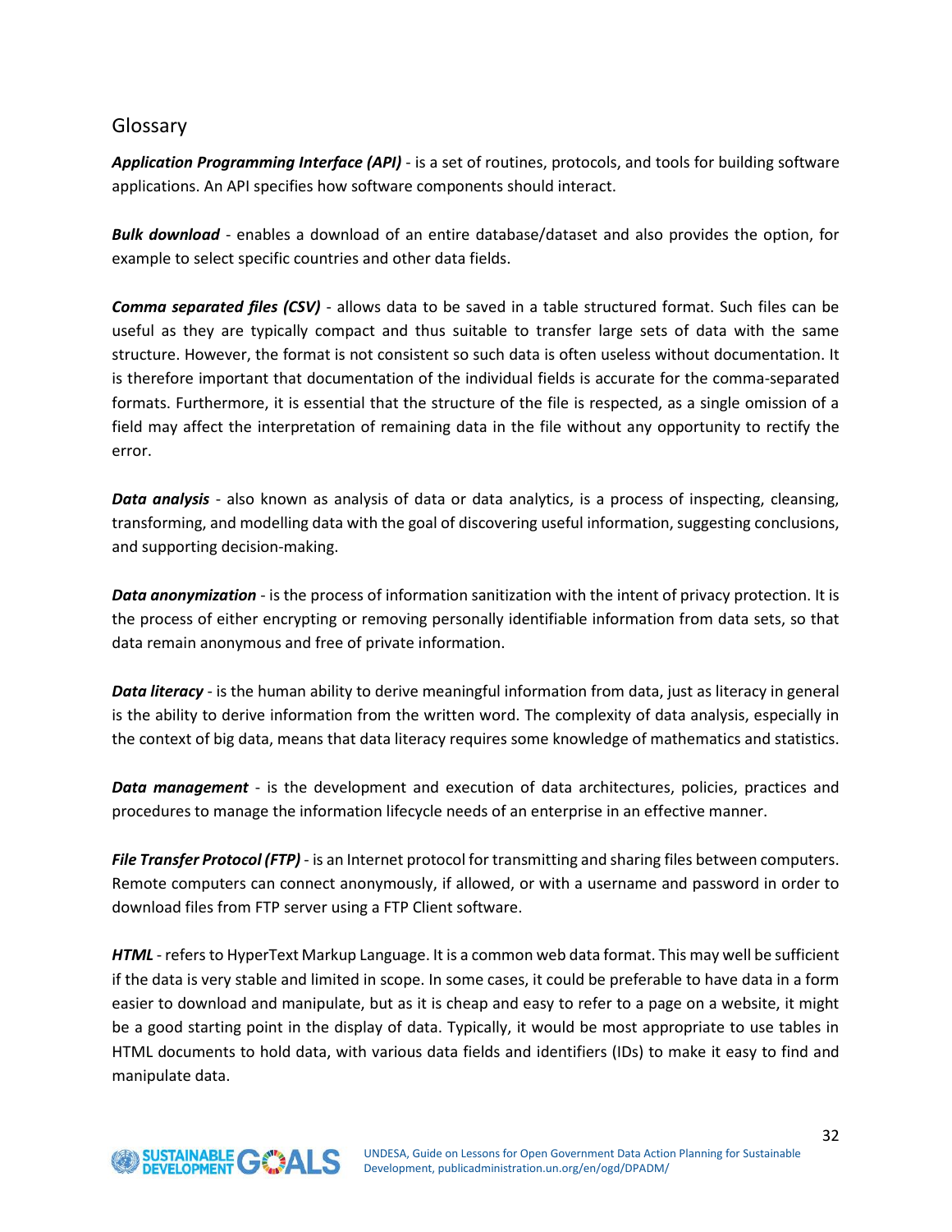## Glossary

***Application Programming Interface (API)*** - is a set of routines, protocols, and tools for building software applications. An API specifies how software components should interact.

***Bulk download*** - enables a download of an entire database/dataset and also provides the option, for example to select specific countries and other data fields.

***Comma separated files (CSV)*** - allows data to be saved in a table structured format. Such files can be useful as they are typically compact and thus suitable to transfer large sets of data with the same structure. However, the format is not consistent so such data is often useless without documentation. It is therefore important that documentation of the individual fields is accurate for the comma-separated formats. Furthermore, it is essential that the structure of the file is respected, as a single omission of a field may affect the interpretation of remaining data in the file without any opportunity to rectify the error.

***Data analysis*** - also known as analysis of data or data analytics, is a process of inspecting, cleansing, transforming, and modelling data with the goal of discovering useful information, suggesting conclusions, and supporting decision-making.

***Data anonymization*** - is the process of information sanitization with the intent of privacy protection. It is the process of either encrypting or removing personally identifiable information from data sets, so that data remain anonymous and free of private information.

***Data literacy*** - is the human ability to derive meaningful information from data, just as literacy in general is the ability to derive information from the written word. The complexity of data analysis, especially in the context of big data, means that data literacy requires some knowledge of mathematics and statistics.

***Data management*** - is the development and execution of data architectures, policies, practices and procedures to manage the information lifecycle needs of an enterprise in an effective manner.

***File Transfer Protocol (FTP)*** - is an Internet protocol for transmitting and sharing files between computers. Remote computers can connect anonymously, if allowed, or with a username and password in order to download files from FTP server using a FTP Client software.

***HTML*** - refers to HyperText Markup Language. It is a common web data format. This may well be sufficient if the data is very stable and limited in scope. In some cases, it could be preferable to have data in a form easier to download and manipulate, but as it is cheap and easy to refer to a page on a website, it might be a good starting point in the display of data. Typically, it would be most appropriate to use tables in HTML documents to hold data, with various data fields and identifiers (IDs) to make it easy to find and manipulate data.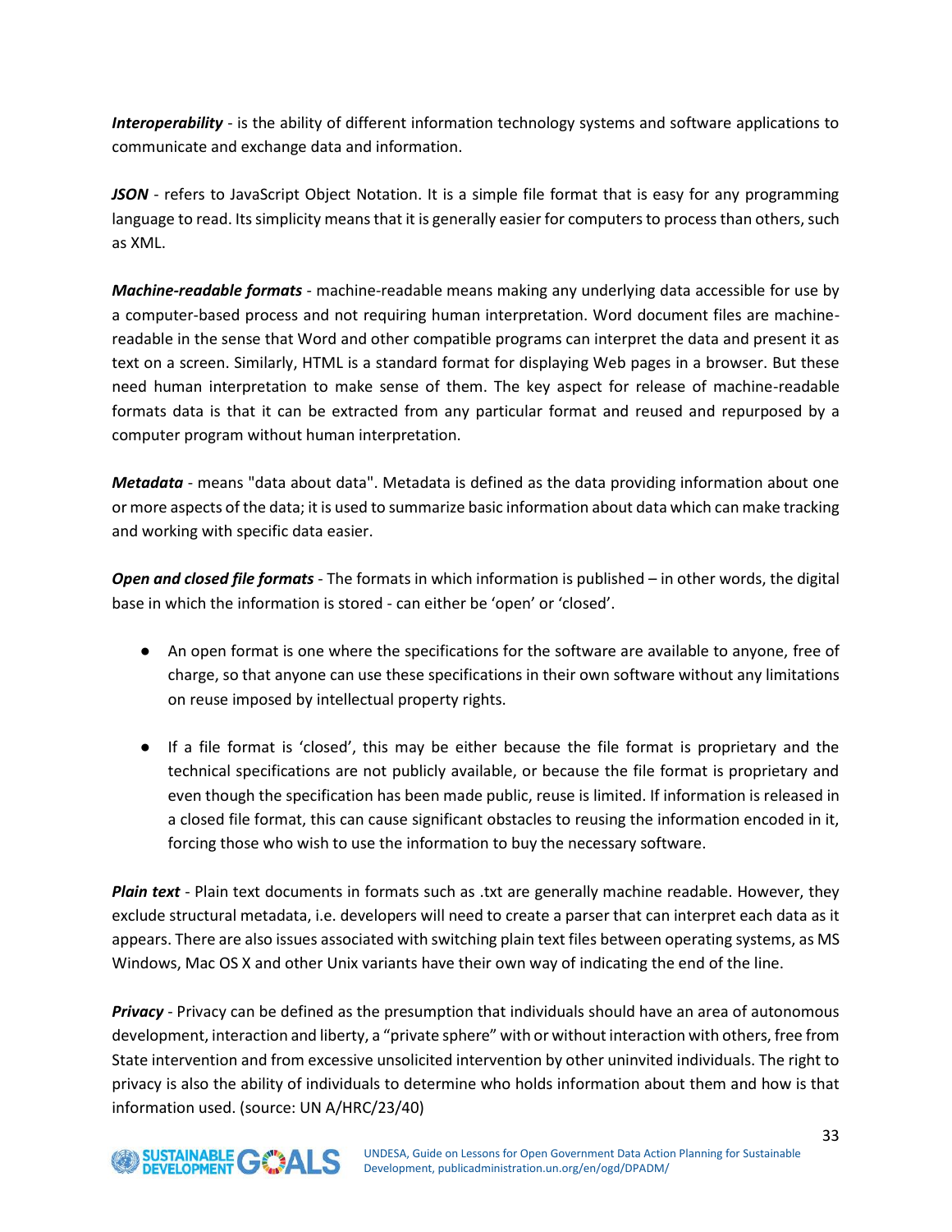***Interoperability*** - is the ability of different information technology systems and software applications to communicate and exchange data and information.

***JSON*** - refers to JavaScript Object Notation. It is a simple file format that is easy for any programming language to read. Its simplicity means that it is generally easier for computers to process than others, such as XML.

***Machine-readable formats*** - machine-readable means making any underlying data accessible for use by a computer-based process and not requiring human interpretation. Word document files are machine-readable in the sense that Word and other compatible programs can interpret the data and present it as text on a screen. Similarly, HTML is a standard format for displaying Web pages in a browser. But these need human interpretation to make sense of them. The key aspect for release of machine-readable formats data is that it can be extracted from any particular format and reused and repurposed by a computer program without human interpretation.

***Metadata*** - means "data about data". Metadata is defined as the data providing information about one or more aspects of the data; it is used to summarize basic information about data which can make tracking and working with specific data easier.

***Open and closed file formats*** - The formats in which information is published – in other words, the digital base in which the information is stored - can either be 'open' or 'closed'.

- An open format is one where the specifications for the software are available to anyone, free of charge, so that anyone can use these specifications in their own software without any limitations on reuse imposed by intellectual property rights.

- If a file format is 'closed', this may be either because the file format is proprietary and the technical specifications are not publicly available, or because the file format is proprietary and even though the specification has been made public, reuse is limited. If information is released in a closed file format, this can cause significant obstacles to reusing the information encoded in it, forcing those who wish to use the information to buy the necessary software.

***Plain text*** - Plain text documents in formats such as .txt are generally machine readable. However, they exclude structural metadata, i.e. developers will need to create a parser that can interpret each data as it appears. There are also issues associated with switching plain text files between operating systems, as MS Windows, Mac OS X and other Unix variants have their own way of indicating the end of the line.

***Privacy*** - Privacy can be defined as the presumption that individuals should have an area of autonomous development, interaction and liberty, a "private sphere" with or without interaction with others, free from State intervention and from excessive unsolicited intervention by other uninvited individuals. The right to privacy is also the ability of individuals to determine who holds information about them and how is that information used. (source: UN A/HRC/23/40)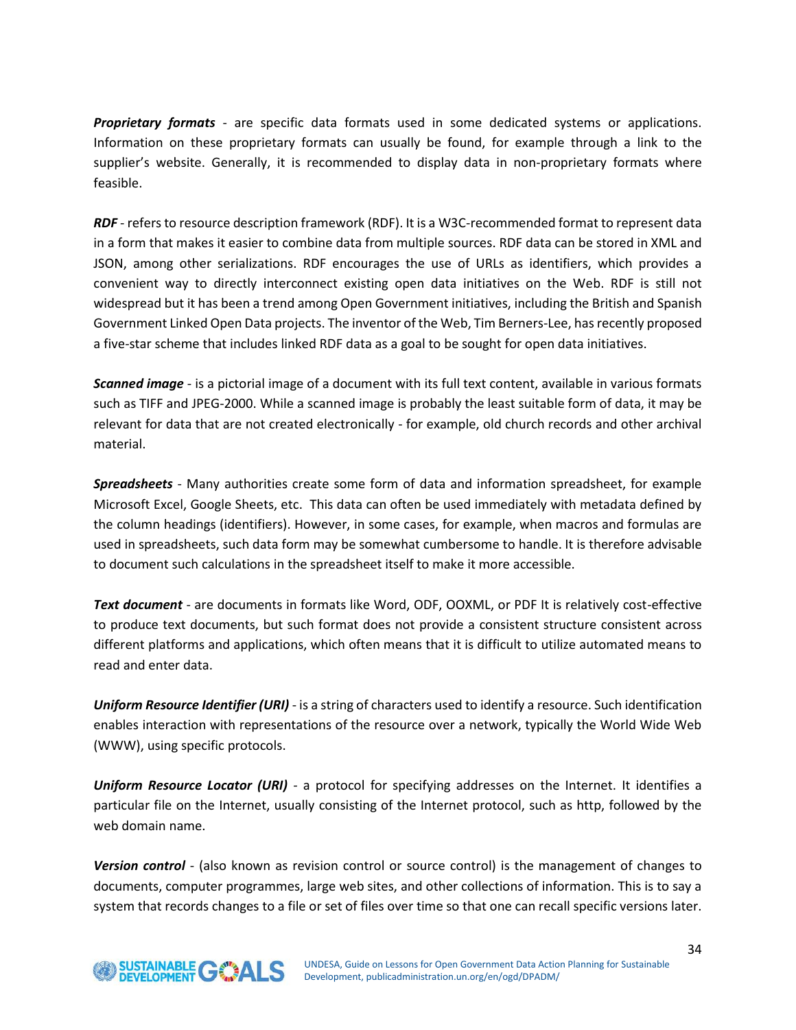***Proprietary formats*** - are specific data formats used in some dedicated systems or applications. Information on these proprietary formats can usually be found, for example through a link to the supplier's website. Generally, it is recommended to display data in non-proprietary formats where feasible.

***RDF*** - refers to resource description framework (RDF). It is a W3C-recommended format to represent data in a form that makes it easier to combine data from multiple sources. RDF data can be stored in XML and JSON, among other serializations. RDF encourages the use of URLs as identifiers, which provides a convenient way to directly interconnect existing open data initiatives on the Web. RDF is still not widespread but it has been a trend among Open Government initiatives, including the British and Spanish Government Linked Open Data projects. The inventor of the Web, Tim Berners-Lee, has recently proposed a five-star scheme that includes linked RDF data as a goal to be sought for open data initiatives.

***Scanned image*** - is a pictorial image of a document with its full text content, available in various formats such as TIFF and JPEG-2000. While a scanned image is probably the least suitable form of data, it may be relevant for data that are not created electronically - for example, old church records and other archival material.

***Spreadsheets*** - Many authorities create some form of data and information spreadsheet, for example Microsoft Excel, Google Sheets, etc. This data can often be used immediately with metadata defined by the column headings (identifiers). However, in some cases, for example, when macros and formulas are used in spreadsheets, such data form may be somewhat cumbersome to handle. It is therefore advisable to document such calculations in the spreadsheet itself to make it more accessible.

***Text document*** - are documents in formats like Word, ODF, OOXML, or PDF It is relatively cost-effective to produce text documents, but such format does not provide a consistent structure consistent across different platforms and applications, which often means that it is difficult to utilize automated means to read and enter data.

***Uniform Resource Identifier (URI)*** - is a string of characters used to identify a resource. Such identification enables interaction with representations of the resource over a network, typically the World Wide Web (WWW), using specific protocols.

***Uniform Resource Locator (URI)*** - a protocol for specifying addresses on the Internet. It identifies a particular file on the Internet, usually consisting of the Internet protocol, such as http, followed by the web domain name.

***Version control*** - (also known as revision control or source control) is the management of changes to documents, computer programmes, large web sites, and other collections of information. This is to say a system that records changes to a file or set of files over time so that one can recall specific versions later.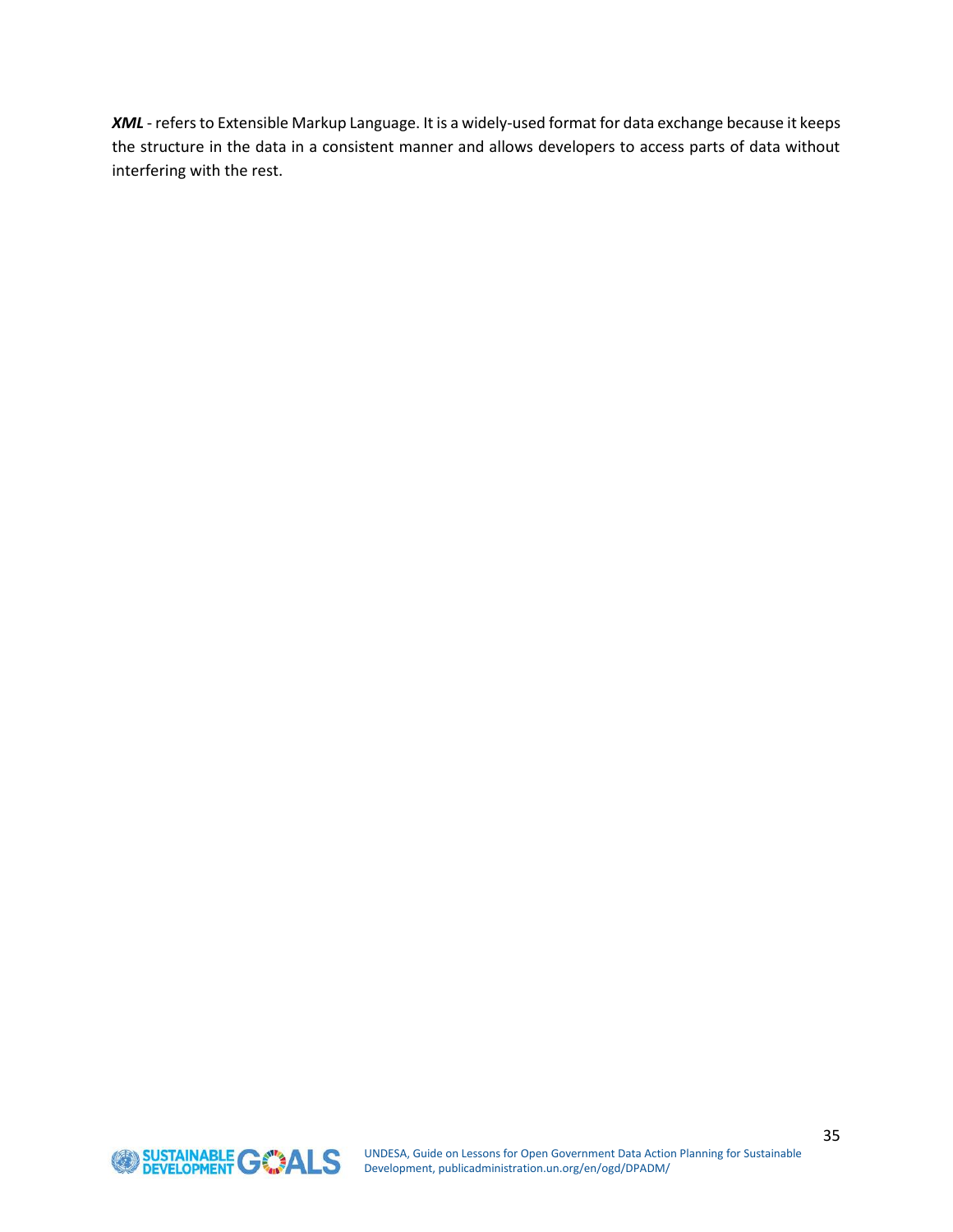***XML*** - refers to Extensible Markup Language. It is a widely-used format for data exchange because it keeps the structure in the data in a consistent manner and allows developers to access parts of data without interfering with the rest.